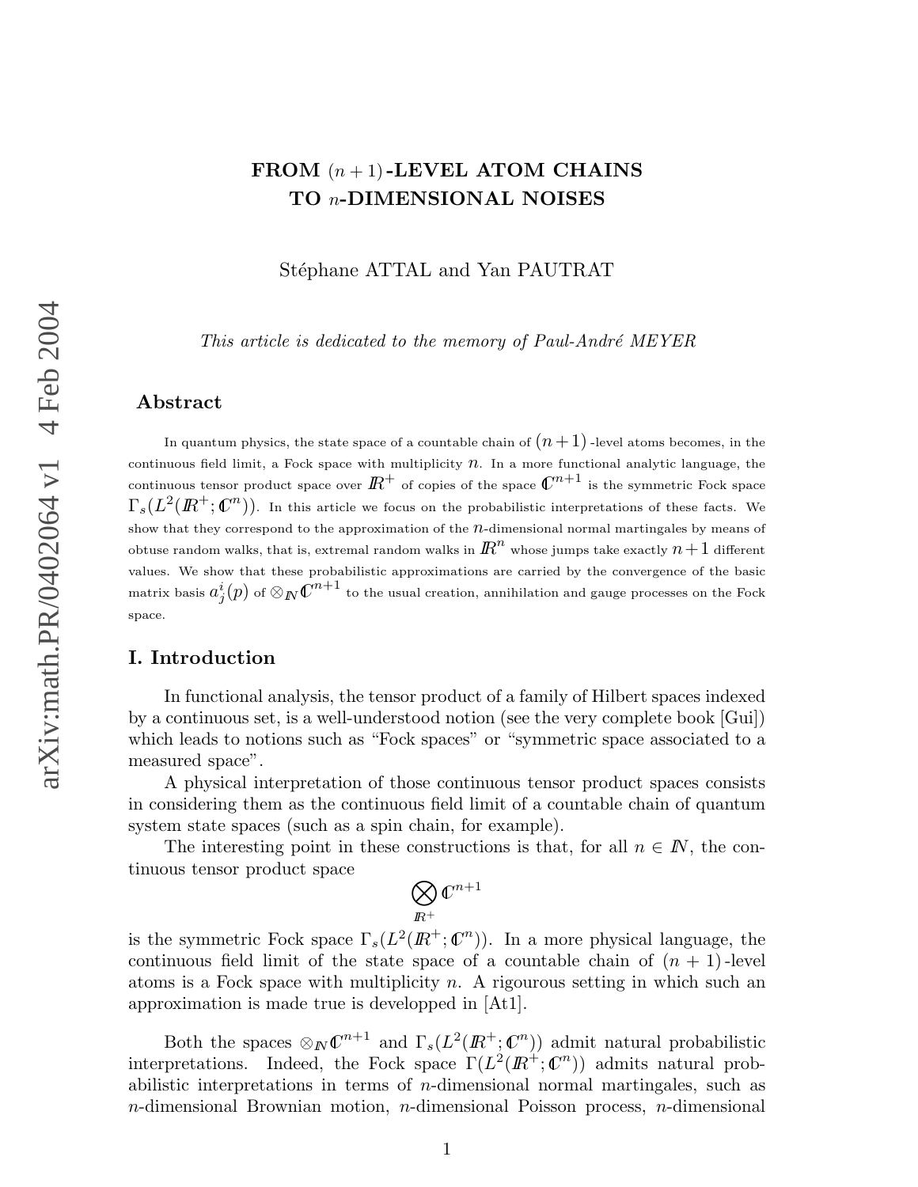# FROM $(n+1)$-LEVEL ATOM CHAINS TO $n$-DIMENSIONAL NOISES

Stéphane ATTAL and Yan PAUTRAT

*This article is dedicated to the memory of Paul-André MEYER*

## Abstract

In quantum physics, the state space of a countable chain of $(n+1)$-level atoms becomes, in the continuous field limit, a Fock space with multiplicity $n$. In a more functional analytic language, the continuous tensor product space over $\mathbb{R}^+$ of copies of the space $\mathbb{C}^{n+1}$ is the symmetric Fock space $\Gamma_s(L^2(\mathbb{R}^+;\mathbb{C}^n))$. In this article we focus on the probabilistic interpretations of these facts. We show that they correspond to the approximation of the $n$-dimensional normal martingales by means of obtuse random walks, that is, extremal random walks in $\mathbb{R}^n$ whose jumps take exactly $n+1$ different values. We show that these probabilistic approximations are carried by the convergence of the basic matrix basis $a^i_j(p)$ of $\otimes_{\mathbb{N}}\mathbb{C}^{n+1}$ to the usual creation, annihilation and gauge processes on the Fock space.

## I. Introduction

In functional analysis, the tensor product of a family of Hilbert spaces indexed by a continuous set, is a well-understood notion (see the very complete book [Gui]) which leads to notions such as "Fock spaces" or "symmetric space associated to a measured space".

A physical interpretation of those continuous tensor product spaces consists in considering them as the continuous field limit of a countable chain of quantum system state spaces (such as a spin chain, for example).

The interesting point in these constructions is that, for all $n \in \mathbb{N}$, the continuous tensor product space

$$\bigotimes_{\mathbb{R}^+} \mathbb{C}^{n+1}$$

is the symmetric Fock space $\Gamma_s(L^2(\mathbb{R}^+;\mathbb{C}^n))$. In a more physical language, the continuous field limit of the state space of a countable chain of $(n+1)$-level atoms is a Fock space with multiplicity $n$. A rigourous setting in which such an approximation is made true is developped in [At1].

Both the spaces $\otimes_{\mathbb{N}}\mathbb{C}^{n+1}$ and $\Gamma_s(L^2(\mathbb{R}^+;\mathbb{C}^n))$ admit natural probabilistic interpretations. Indeed, the Fock space $\Gamma(L^2(\mathbb{R}^+;\mathbb{C}^n))$ admits natural probabilistic interpretations in terms of $n$-dimensional normal martingales, such as $n$-dimensional Brownian motion, $n$-dimensional Poisson process, $n$-dimensional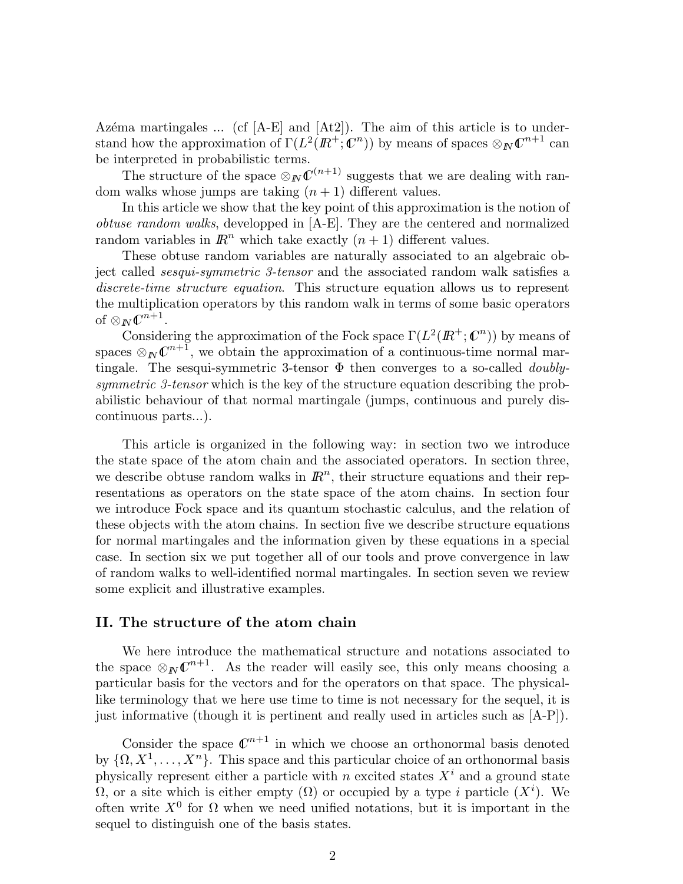Azéma martingales ... (cf [A-E] and [At2]). The aim of this article is to understand how the approximation of $\Gamma(L^2(\mathbb{R}^+;\mathbb{C}^n))$ by means of spaces $\otimes_{\mathbb{N}}\mathbb{C}^{n+1}$ can be interpreted in probabilistic terms.

The structure of the space $\otimes_{\mathbb{N}}\mathbb{C}^{(n+1)}$ suggests that we are dealing with random walks whose jumps are taking $(n+1)$ different values.

In this article we show that the key point of this approximation is the notion of *obtuse random walks*, developped in [A-E]. They are the centered and normalized random variables in $\mathbb{R}^n$ which take exactly $(n+1)$ different values.

These obtuse random variables are naturally associated to an algebraic object called *sesqui-symmetric 3-tensor* and the associated random walk satisfies a *discrete-time structure equation*. This structure equation allows us to represent the multiplication operators by this random walk in terms of some basic operators of $\otimes_{\mathbb{N}}\mathbb{C}^{n+1}$.

Considering the approximation of the Fock space $\Gamma(L^2(\mathbb{R}^+;\mathbb{C}^n))$ by means of spaces $\otimes_{\mathbb{N}}\mathbb{C}^{n+1}$, we obtain the approximation of a continuous-time normal martingale. The sesqui-symmetric 3-tensor $\Phi$ then converges to a so-called *doubly-symmetric 3-tensor* which is the key of the structure equation describing the probabilistic behaviour of that normal martingale (jumps, continuous and purely discontinuous parts...).

This article is organized in the following way: in section two we introduce the state space of the atom chain and the associated operators. In section three, we describe obtuse random walks in $\mathbb{R}^n$, their structure equations and their representations as operators on the state space of the atom chains. In section four we introduce Fock space and its quantum stochastic calculus, and the relation of these objects with the atom chains. In section five we describe structure equations for normal martingales and the information given by these equations in a special case. In section six we put together all of our tools and prove convergence in law of random walks to well-identified normal martingales. In section seven we review some explicit and illustrative examples.

## II. The structure of the atom chain

We here introduce the mathematical structure and notations associated to the space $\otimes_{\mathbb{N}}\mathbb{C}^{n+1}$. As the reader will easily see, this only means choosing a particular basis for the vectors and for the operators on that space. The physical-like terminology that we here use time to time is not necessary for the sequel, it is just informative (though it is pertinent and really used in articles such as [A-P]).

Consider the space $\mathbb{C}^{n+1}$ in which we choose an orthonormal basis denoted by $\{\Omega, X^1, \ldots, X^n\}$. This space and this particular choice of an orthonormal basis physically represent either a particle with $n$ excited states $X^i$ and a ground state $\Omega$, or a site which is either empty ($\Omega$) or occupied by a type $i$ particle ($X^i$). We often write $X^0$ for $\Omega$ when we need unified notations, but it is important in the sequel to distinguish one of the basis states.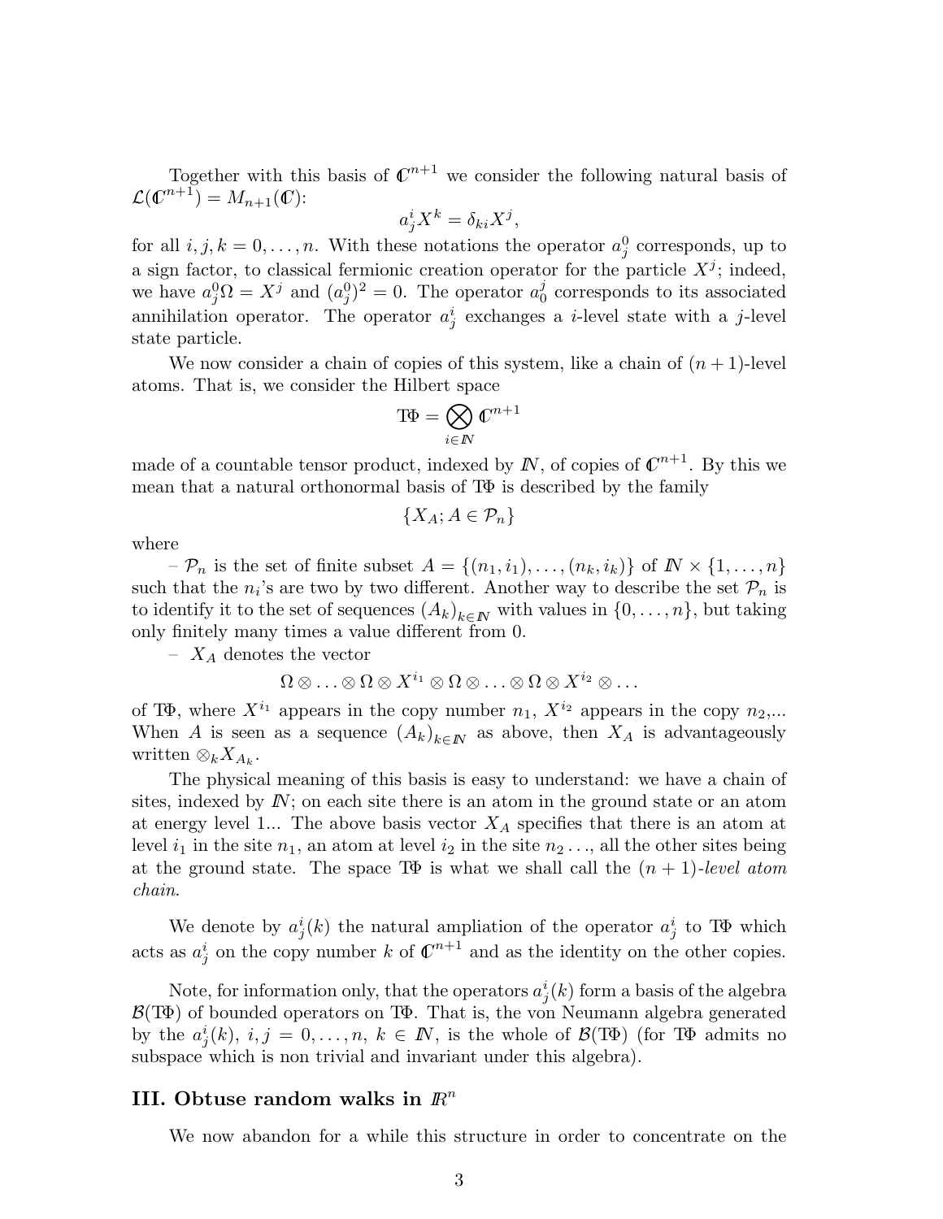Together with this basis of $\mathbb{C}^{n+1}$ we consider the following natural basis of $\mathcal{L}(\mathbb{C}^{n+1}) = M_{n+1}(\mathbb{C})$:

$$a^i_j X^k = \delta_{ki} X^j,$$

for all $i, j, k = 0, \ldots, n$. With these notations the operator $a^0_j$ corresponds, up to a sign factor, to classical fermionic creation operator for the particle $X^j$; indeed, we have $a^0_j \Omega = X^j$ and $(a^0_j)^2 = 0$. The operator $a^j_0$ corresponds to its associated annihilation operator. The operator $a^i_j$ exchanges a $i$-level state with a $j$-level state particle.

We now consider a chain of copies of this system, like a chain of $(n+1)$-level atoms. That is, we consider the Hilbert space

$$T\Phi = \bigotimes_{i \in \mathbb{N}} \mathbb{C}^{n+1}$$

made of a countable tensor product, indexed by $\mathbb{N}$, of copies of $\mathbb{C}^{n+1}$. By this we mean that a natural orthonormal basis of $T\Phi$ is described by the family

$$\{X_A; A \in \mathcal{P}_n\}$$

where

– $\mathcal{P}_n$ is the set of finite subset $A = \{(n_1, i_1), \ldots, (n_k, i_k)\}$ of $\mathbb{N} \times \{1, \ldots, n\}$ such that the $n_i$'s are two by two different. Another way to describe the set $\mathcal{P}_n$ is to identify it to the set of sequences $(A_k)_{k \in \mathbb{N}}$ with values in $\{0, \ldots, n\}$, but taking only finitely many times a value different from 0.

– $X_A$ denotes the vector

$$\Omega \otimes \ldots \otimes \Omega \otimes X^{i_1} \otimes \Omega \otimes \ldots \otimes \Omega \otimes X^{i_2} \otimes \ldots$$

of $T\Phi$, where $X^{i_1}$ appears in the copy number $n_1$, $X^{i_2}$ appears in the copy $n_2$,... When $A$ is seen as a sequence $(A_k)_{k \in \mathbb{N}}$ as above, then $X_A$ is advantageously written $\otimes_k X_{A_k}$.

The physical meaning of this basis is easy to understand: we have a chain of sites, indexed by $\mathbb{N}$; on each site there is an atom in the ground state or an atom at energy level 1... The above basis vector $X_A$ specifies that there is an atom at level $i_1$ in the site $n_1$, an atom at level $i_2$ in the site $n_2$..., all the other sites being at the ground state. The space $T\Phi$ is what we shall call the $(n+1)$-*level atom chain*.

We denote by $a^i_j(k)$ the natural ampliation of the operator $a^i_j$ to $T\Phi$ which acts as $a^i_j$ on the copy number $k$ of $\mathbb{C}^{n+1}$ and as the identity on the other copies.

Note, for information only, that the operators $a^i_j(k)$ form a basis of the algebra $\mathcal{B}(T\Phi)$ of bounded operators on $T\Phi$. That is, the von Neumann algebra generated by the $a^i_j(k)$, $i, j = 0, \ldots, n$, $k \in \mathbb{N}$, is the whole of $\mathcal{B}(T\Phi)$ (for $T\Phi$ admits no subspace which is non trivial and invariant under this algebra).

## III. Obtuse random walks in $\mathbb{R}^n$

We now abandon for a while this structure in order to concentrate on the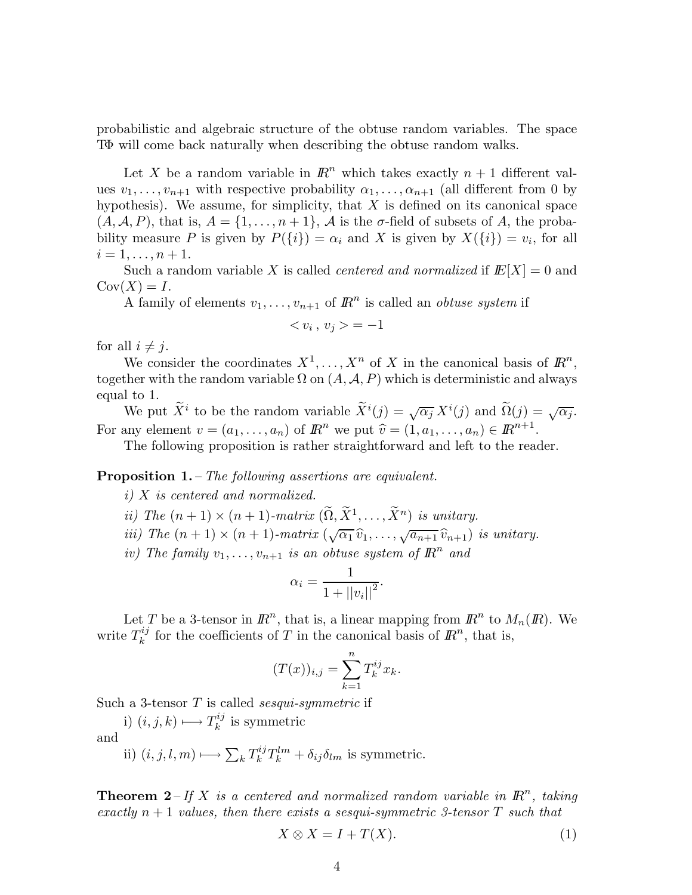probabilistic and algebraic structure of the obtuse random variables. The space $T\Phi$ will come back naturally when describing the obtuse random walks.

Let $X$ be a random variable in $\mathbb{R}^n$ which takes exactly $n+1$ different values $v_1, \ldots, v_{n+1}$ with respective probability $\alpha_1, \ldots, \alpha_{n+1}$ (all different from 0 by hypothesis). We assume, for simplicity, that $X$ is defined on its canonical space $(A, \mathcal{A}, P)$, that is, $A = \{1, \ldots, n+1\}$, $\mathcal{A}$ is the $\sigma$-field of subsets of $A$, the probability measure $P$ is given by $P(\{i\}) = \alpha_i$ and $X$ is given by $X(\{i\}) = v_i$, for all $i = 1, \ldots, n+1$.

Such a random variable $X$ is called *centered and normalized* if $\mathbb{E}[X] = 0$ and $\mathrm{Cov}(X) = I$.

A family of elements $v_1, \ldots, v_{n+1}$ of $\mathbb{R}^n$ is called an *obtuse system* if

$$< v_i \,,\, v_j > = -1$$

for all $i \neq j$.

We consider the coordinates $X^1, \ldots, X^n$ of $X$ in the canonical basis of $\mathbb{R}^n$, together with the random variable $\Omega$ on $(A, \mathcal{A}, P)$ which is deterministic and always equal to 1.

We put $\widetilde{X}^i$ to be the random variable $\widetilde{X}^i(j) = \sqrt{\alpha_j}\, X^i(j)$ and $\widetilde{\Omega}(j) = \sqrt{\alpha_j}$. For any element $v = (a_1, \ldots, a_n)$ of $\mathbb{R}^n$ we put $\widehat{v} = (1, a_1, \ldots, a_n) \in \mathbb{R}^{n+1}$.

The following proposition is rather straightforward and left to the reader.

**Proposition 1.** – *The following assertions are equivalent.*

*i) $X$ is centered and normalized.*

*ii) The $(n+1) \times (n+1)$-matrix $(\widetilde{\Omega}, \widetilde{X}^1, \ldots, \widetilde{X}^n)$ is unitary.*

*iii) The $(n+1) \times (n+1)$-matrix $(\sqrt{\alpha_1}\,\widehat{v}_1, \ldots, \sqrt{a_{n+1}}\,\widehat{v}_{n+1})$ is unitary.*

*iv) The family $v_1, \ldots, v_{n+1}$ is an obtuse system of $\mathbb{R}^n$ and*

$$\alpha_i = \frac{1}{1 + ||v_i||^2}.$$

Let $T$ be a 3-tensor in $\mathbb{R}^n$, that is, a linear mapping from $\mathbb{R}^n$ to $M_n(\mathbb{R})$. We write $T_k^{ij}$ for the coefficients of $T$ in the canonical basis of $\mathbb{R}^n$, that is,

$$(T(x))_{i,j} = \sum_{k=1}^{n} T_k^{ij} x_k.$$

Such a 3-tensor $T$ is called *sesqui-symmetric* if

i) $(i, j, k) \longmapsto T_k^{ij}$ is symmetric

and

ii) $(i, j, l, m) \longmapsto \sum_k T_k^{ij} T_k^{lm} + \delta_{ij}\delta_{lm}$ is symmetric.

**Theorem 2** – *If $X$ is a centered and normalized random variable in $\mathbb{R}^n$, taking exactly $n+1$ values, then there exists a sesqui-symmetric 3-tensor $T$ such that*

$$X \otimes X = I + T(X). \tag{1}$$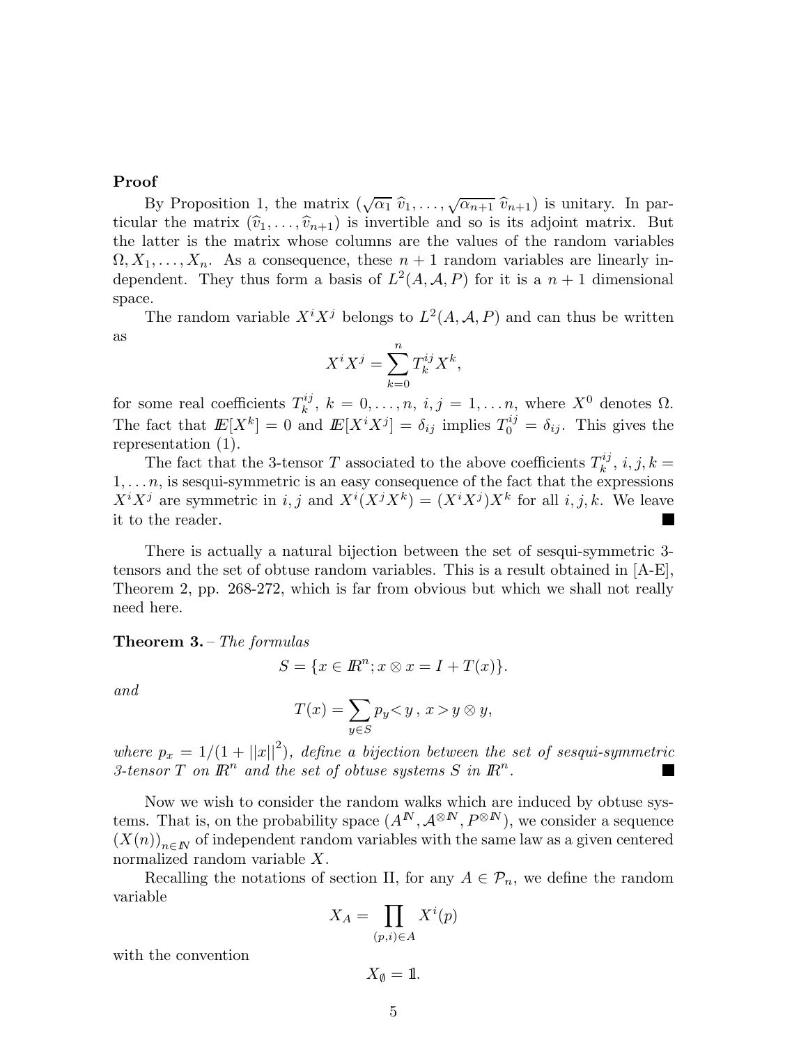**Proof**

By Proposition 1, the matrix $(\sqrt{\alpha_1}\,\widehat{v}_1, \ldots, \sqrt{\alpha_{n+1}}\,\widehat{v}_{n+1})$ is unitary. In particular the matrix $(\widehat{v}_1, \ldots, \widehat{v}_{n+1})$ is invertible and so is its adjoint matrix. But the latter is the matrix whose columns are the values of the random variables $\Omega, X_1, \ldots, X_n$. As a consequence, these $n+1$ random variables are linearly independent. They thus form a basis of $L^2(A, \mathcal{A}, P)$ for it is a $n+1$ dimensional space.

The random variable $X^i X^j$ belongs to $L^2(A, \mathcal{A}, P)$ and can thus be written as

$$X^i X^j = \sum_{k=0}^{n} T_k^{ij} X^k,$$

for some real coefficients $T_k^{ij}$, $k = 0, \ldots, n$, $i, j = 1, \ldots n$, where $X^0$ denotes $\Omega$. The fact that $\mathbb{E}[X^k] = 0$ and $\mathbb{E}[X^i X^j] = \delta_{ij}$ implies $T_0^{ij} = \delta_{ij}$. This gives the representation (1).

The fact that the 3-tensor $T$ associated to the above coefficients $T_k^{ij}$, $i, j, k = 1, \ldots n$, is sesqui-symmetric is an easy consequence of the fact that the expressions $X^i X^j$ are symmetric in $i, j$ and $X^i(X^j X^k) = (X^i X^j)X^k$ for all $i, j, k$. We leave it to the reader. ■

There is actually a natural bijection between the set of sesqui-symmetric 3-tensors and the set of obtuse random variables. This is a result obtained in [A-E], Theorem 2, pp. 268-272, which is far from obvious but which we shall not really need here.

**Theorem 3.** – *The formulas*

$$S = \{x \in \mathbb{R}^n; x \otimes x = I + T(x)\}.$$

*and*

$$T(x) = \sum_{y \in S} p_y \langle y\,,\, x \rangle\, y \otimes y,$$

*where* $p_x = 1/(1 + ||x||^2)$, *define a bijection between the set of sesqui-symmetric 3-tensor* $T$ *on* $\mathbb{R}^n$ *and the set of obtuse systems* $S$ *in* $\mathbb{R}^n$. ■

Now we wish to consider the random walks which are induced by obtuse systems. That is, on the probability space $(A^{\mathbb{N}}, \mathcal{A}^{\otimes \mathbb{N}}, P^{\otimes \mathbb{N}})$, we consider a sequence $(X(n))_{n \in \mathbb{N}}$ of independent random variables with the same law as a given centered normalized random variable $X$.

Recalling the notations of section II, for any $A \in \mathcal{P}_n$, we define the random variable

$$X_A = \prod_{(p,i) \in A} X^i(p)$$

with the convention

$$X_\emptyset = 1\!\!1.$$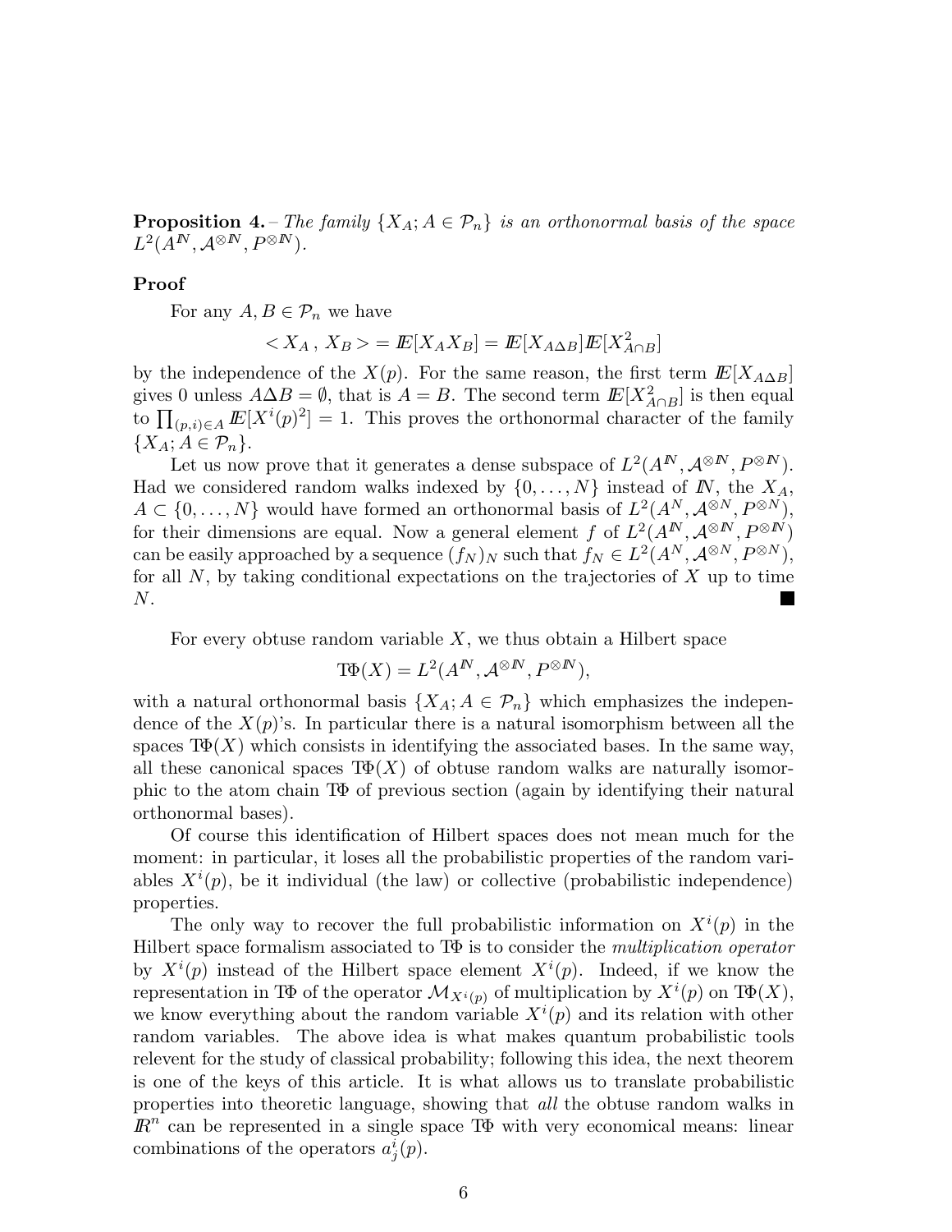**Proposition 4.** – *The family $\{X_A; A \in \mathcal{P}_n\}$ is an orthonormal basis of the space $L^2(A^{\mathbb{N}}, \mathcal{A}^{\otimes \mathbb{N}}, P^{\otimes \mathbb{N}})$.*

**Proof**

For any $A, B \in \mathcal{P}_n$ we have

$$< X_A \,,\, X_B > = \mathbb{E}[X_A X_B] = \mathbb{E}[X_{A\Delta B}]\mathbb{E}[X^2_{A\cap B}]$$

by the independence of the $X(p)$. For the same reason, the first term $\mathbb{E}[X_{A\Delta B}]$ gives 0 unless $A\Delta B = \emptyset$, that is $A = B$. The second term $\mathbb{E}[X^2_{A\cap B}]$ is then equal to $\prod_{(p,i)\in A} \mathbb{E}[X^i(p)^2] = 1$. This proves the orthonormal character of the family $\{X_A; A \in \mathcal{P}_n\}$.

Let us now prove that it generates a dense subspace of $L^2(A^{\mathbb{N}}, \mathcal{A}^{\otimes \mathbb{N}}, P^{\otimes \mathbb{N}})$. Had we considered random walks indexed by $\{0, \ldots, N\}$ instead of $\mathbb{N}$, the $X_A$, $A \subset \{0, \ldots, N\}$ would have formed an orthonormal basis of $L^2(A^N, \mathcal{A}^{\otimes N}, P^{\otimes N})$, for their dimensions are equal. Now a general element $f$ of $L^2(A^{\mathbb{N}}, \mathcal{A}^{\otimes \mathbb{N}}, P^{\otimes \mathbb{N}})$ can be easily approached by a sequence $(f_N)_N$ such that $f_N \in L^2(A^N, \mathcal{A}^{\otimes N}, P^{\otimes N})$, for all $N$, by taking conditional expectations on the trajectories of $X$ up to time $N$. ■

For every obtuse random variable $X$, we thus obtain a Hilbert space

$$\mathrm{T\Phi}(X) = L^2(A^{\mathbb{N}}, \mathcal{A}^{\otimes \mathbb{N}}, P^{\otimes \mathbb{N}}),$$

with a natural orthonormal basis $\{X_A; A \in \mathcal{P}_n\}$ which emphasizes the independence of the $X(p)$'s. In particular there is a natural isomorphism between all the spaces $\mathrm{T\Phi}(X)$ which consists in identifying the associated bases. In the same way, all these canonical spaces $\mathrm{T\Phi}(X)$ of obtuse random walks are naturally isomorphic to the atom chain $\mathrm{T\Phi}$ of previous section (again by identifying their natural orthonormal bases).

Of course this identification of Hilbert spaces does not mean much for the moment: in particular, it loses all the probabilistic properties of the random variables $X^i(p)$, be it individual (the law) or collective (probabilistic independence) properties.

The only way to recover the full probabilistic information on $X^i(p)$ in the Hilbert space formalism associated to $\mathrm{T\Phi}$ is to consider the *multiplication operator* by $X^i(p)$ instead of the Hilbert space element $X^i(p)$. Indeed, if we know the representation in $\mathrm{T\Phi}$ of the operator $\mathcal{M}_{X^i(p)}$ of multiplication by $X^i(p)$ on $\mathrm{T\Phi}(X)$, we know everything about the random variable $X^i(p)$ and its relation with other random variables. The above idea is what makes quantum probabilistic tools relevent for the study of classical probability; following this idea, the next theorem is one of the keys of this article. It is what allows us to translate probabilistic properties into theoretic language, showing that *all* the obtuse random walks in $\mathbb{R}^n$ can be represented in a single space $\mathrm{T\Phi}$ with very economical means: linear combinations of the operators $a^i_j(p)$.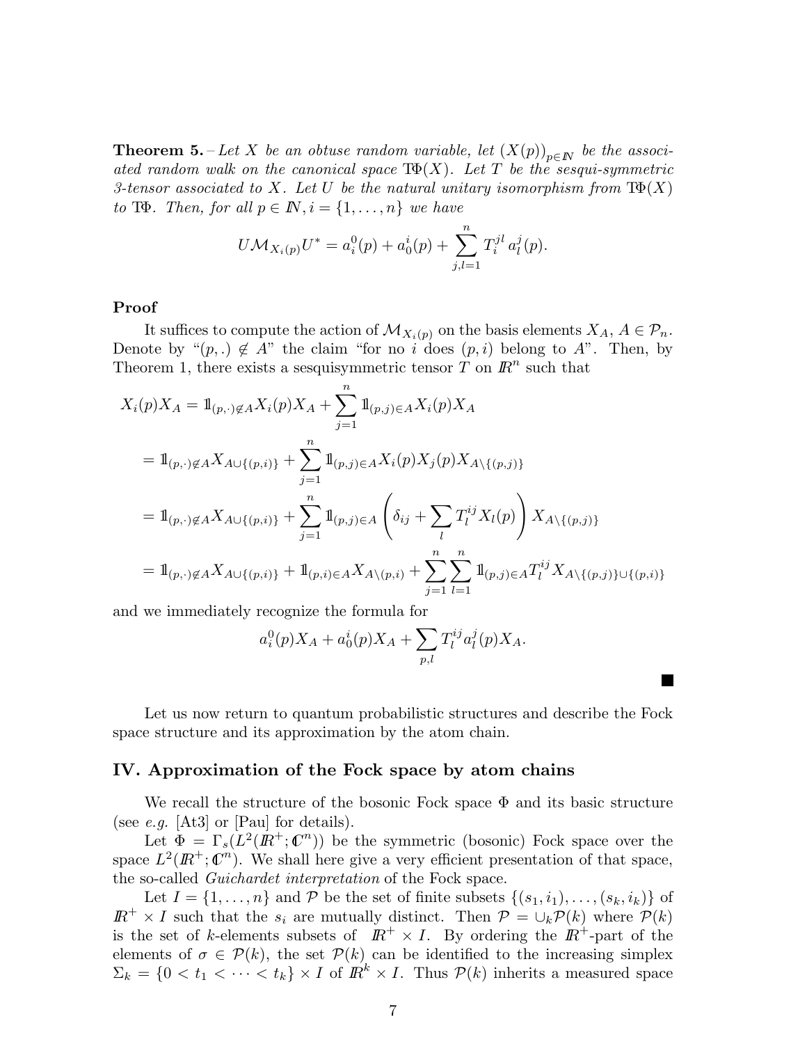**Theorem 5.** – *Let $X$ be an obtuse random variable, let $(X(p))_{p\in\mathbb{N}}$ be the associated random walk on the canonical space $T\Phi(X)$. Let $T$ be the sesqui-symmetric 3-tensor associated to $X$. Let $U$ be the natural unitary isomorphism from $T\Phi(X)$ to $T\Phi$. Then, for all $p \in \mathbb{N}, i = \{1, \ldots, n\}$ we have*

$$U\mathcal{M}_{X_i(p)}U^* = a_i^0(p) + a_0^i(p) + \sum_{j,l=1}^n T_i^{jl}\, a_l^j(p).$$

**Proof**

It suffices to compute the action of $\mathcal{M}_{X_i(p)}$ on the basis elements $X_A$, $A \in \mathcal{P}_n$. Denote by "$(p,.) \notin A$" the claim "for no $i$ does $(p,i)$ belong to $A$". Then, by Theorem 1, there exists a sesquisymmetric tensor $T$ on $\mathbb{R}^n$ such that

$$\begin{aligned}
X_i(p)X_A &= \mathbb{1}_{(p,\cdot)\notin A}X_i(p)X_A + \sum_{j=1}^n \mathbb{1}_{(p,j)\in A}X_i(p)X_A \\
&= \mathbb{1}_{(p,\cdot)\notin A}X_{A\cup\{(p,i)\}} + \sum_{j=1}^n \mathbb{1}_{(p,j)\in A}X_i(p)X_j(p)X_{A\setminus\{(p,j)\}} \\
&= \mathbb{1}_{(p,\cdot)\notin A}X_{A\cup\{(p,i)\}} + \sum_{j=1}^n \mathbb{1}_{(p,j)\in A}\left(\delta_{ij} + \sum_l T_l^{ij}X_l(p)\right)X_{A\setminus\{(p,j)\}} \\
&= \mathbb{1}_{(p,\cdot)\notin A}X_{A\cup\{(p,i)\}} + \mathbb{1}_{(p,i)\in A}X_{A\setminus(p,i)} + \sum_{j=1}^n\sum_{l=1}^n \mathbb{1}_{(p,j)\in A}T_l^{ij}X_{A\setminus\{(p,j)\}\cup\{(p,i)\}}
\end{aligned}$$

and we immediately recognize the formula for

$$a_i^0(p)X_A + a_0^i(p)X_A + \sum_{p,l} T_l^{ij}a_l^j(p)X_A.$$

■

Let us now return to quantum probabilistic structures and describe the Fock space structure and its approximation by the atom chain.

## IV. Approximation of the Fock space by atom chains

We recall the structure of the bosonic Fock space $\Phi$ and its basic structure (see *e.g.* [At3] or [Pau] for details).

Let $\Phi = \Gamma_s(L^2(\mathbb{R}^+;\mathbb{C}^n))$ be the symmetric (bosonic) Fock space over the space $L^2(\mathbb{R}^+;\mathbb{C}^n)$. We shall here give a very efficient presentation of that space, the so-called *Guichardet interpretation* of the Fock space.

Let $I = \{1, \ldots, n\}$ and $\mathcal{P}$ be the set of finite subsets $\{(s_1, i_1), \ldots, (s_k, i_k)\}$ of $\mathbb{R}^+ \times I$ such that the $s_i$ are mutually distinct. Then $\mathcal{P} = \cup_k \mathcal{P}(k)$ where $\mathcal{P}(k)$ is the set of $k$-elements subsets of $\mathbb{R}^+ \times I$. By ordering the $\mathbb{R}^+$-part of the elements of $\sigma \in \mathcal{P}(k)$, the set $\mathcal{P}(k)$ can be identified to the increasing simplex $\Sigma_k = \{0 < t_1 < \cdots < t_k\} \times I$ of $\mathbb{R}^k \times I$. Thus $\mathcal{P}(k)$ inherits a measured space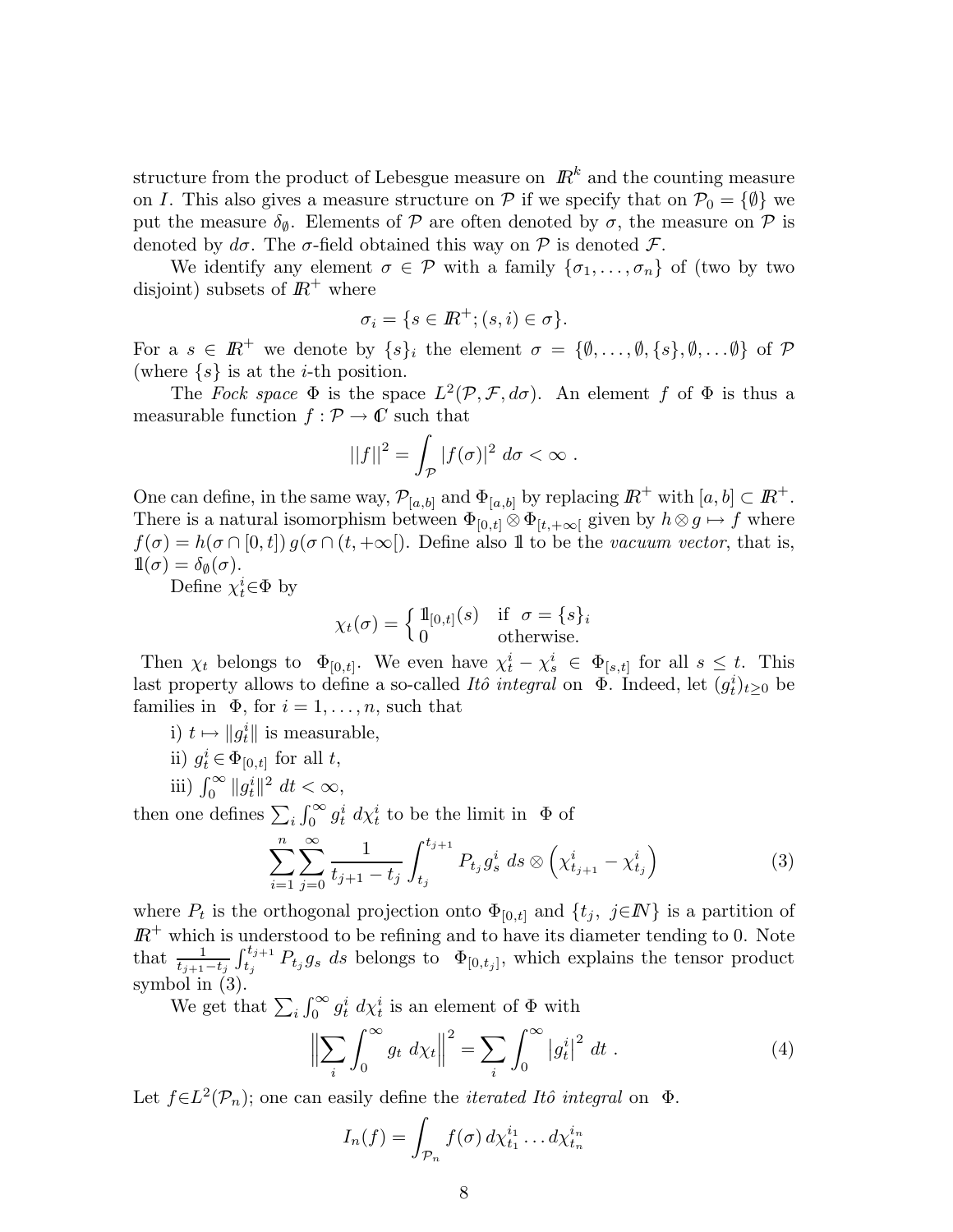structure from the product of Lebesgue measure on $\mathbb{R}^k$ and the counting measure on $I$. This also gives a measure structure on $\mathcal{P}$ if we specify that on $\mathcal{P}_0 = \{\emptyset\}$ we put the measure $\delta_\emptyset$. Elements of $\mathcal{P}$ are often denoted by $\sigma$, the measure on $\mathcal{P}$ is denoted by $d\sigma$. The $\sigma$-field obtained this way on $\mathcal{P}$ is denoted $\mathcal{F}$.

We identify any element $\sigma \in \mathcal{P}$ with a family $\{\sigma_1, \ldots, \sigma_n\}$ of (two by two disjoint) subsets of $\mathbb{R}^+$ where

$$\sigma_i = \{s \in \mathbb{R}^+; (s,i) \in \sigma\}.$$

For a $s \in \mathbb{R}^+$ we denote by $\{s\}_i$ the element $\sigma = \{\emptyset, \ldots, \emptyset, \{s\}, \emptyset, \ldots \emptyset\}$ of $\mathcal{P}$ (where $\{s\}$ is at the $i$-th position.

The *Fock space* $\Phi$ is the space $L^2(\mathcal{P}, \mathcal{F}, d\sigma)$. An element $f$ of $\Phi$ is thus a measurable function $f : \mathcal{P} \to \mathbb{C}$ such that

$$||f||^2 = \int_{\mathcal{P}} |f(\sigma)|^2 \; d\sigma < \infty \; .$$

One can define, in the same way, $\mathcal{P}_{[a,b]}$ and $\Phi_{[a,b]}$ by replacing $\mathbb{R}^+$ with $[a,b] \subset \mathbb{R}^+$. There is a natural isomorphism between $\Phi_{[0,t]} \otimes \Phi_{[t,+\infty[}$ given by $h \otimes g \mapsto f$ where $f(\sigma) = h(\sigma \cap [0,t])\, g(\sigma \cap (t, +\infty[)$. Define also $\mathbb{1}$ to be the *vacuum vector*, that is, $\mathbb{1}(\sigma) = \delta_\emptyset(\sigma)$.

Define $\chi_t^i \in \Phi$ by

$$\chi_t(\sigma) = \begin{cases} \mathbb{1}_{[0,t]}(s) & \text{if } \; \sigma = \{s\}_i \\ 0 & \text{otherwise.} \end{cases}$$

Then $\chi_t$ belongs to $\Phi_{[0,t]}$. We even have $\chi_t^i - \chi_s^i \in \Phi_{[s,t]}$ for all $s \leq t$. This last property allows to define a so-called *Itô integral* on $\Phi$. Indeed, let $(g_t^i)_{t \geq 0}$ be families in $\Phi$, for $i = 1, \ldots, n$, such that

i) $t \mapsto \|g_t^i\|$ is measurable,

ii) $g_t^i \in \Phi_{[0,t]}$ for all $t$,

iii) $\int_0^\infty \|g_t^i\|^2 \; dt < \infty$,

then one defines $\sum_i \int_0^\infty g_t^i \; d\chi_t^i$ to be the limit in $\Phi$ of

$$\sum_{i=1}^n \sum_{j=0}^\infty \frac{1}{t_{j+1} - t_j} \int_{t_j}^{t_{j+1}} P_{t_j} g_s^i \; ds \otimes \left( \chi_{t_{j+1}}^i - \chi_{t_j}^i \right) \tag{3}$$

where $P_t$ is the orthogonal projection onto $\Phi_{[0,t]}$ and $\{t_j, \; j \in \mathbb{N}\}$ is a partition of $\mathbb{R}^+$ which is understood to be refining and to have its diameter tending to 0. Note that $\frac{1}{t_{j+1}-t_j} \int_{t_j}^{t_{j+1}} P_{t_j} g_s \; ds$ belongs to $\Phi_{[0,t_j]}$, which explains the tensor product symbol in (3).

We get that $\sum_i \int_0^\infty g_t^i \; d\chi_t^i$ is an element of $\Phi$ with

$$\left\| \sum_i \int_0^\infty g_t \; d\chi_t \right\|^2 = \sum_i \int_0^\infty \left| g_t^i \right|^2 \; dt \; . \tag{4}$$

Let $f \in L^2(\mathcal{P}_n)$; one can easily define the *iterated Itô integral* on $\Phi$.

$$I_n(f) = \int_{\mathcal{P}_n} f(\sigma) \, d\chi_{t_1}^{i_1} \ldots d\chi_{t_n}^{i_n}$$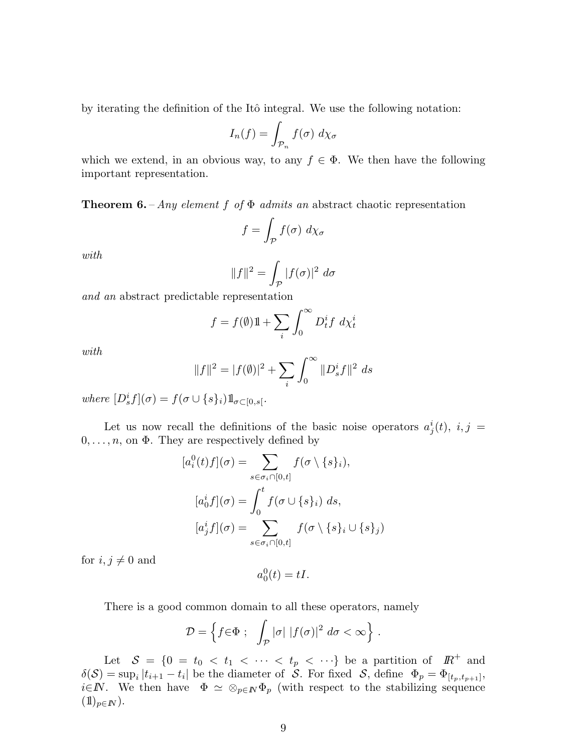by iterating the definition of the Itô integral. We use the following notation:

$$I_n(f) = \int_{\mathcal{P}_n} f(\sigma)\ d\chi_\sigma$$

which we extend, in an obvious way, to any $f \in \Phi$. We then have the following important representation.

**Theorem 6.** – *Any element $f$ of $\Phi$ admits an* abstract chaotic representation

$$f = \int_{\mathcal{P}} f(\sigma)\ d\chi_\sigma$$

*with*

$$\|f\|^2 = \int_{\mathcal{P}} |f(\sigma)|^2\ d\sigma$$

*and an* abstract predictable representation

$$f = f(\emptyset)\mathbb{1} + \sum_i \int_0^\infty D_t^i f\ d\chi_t^i$$

*with*

$$\|f\|^2 = |f(\emptyset)|^2 + \sum_i \int_0^\infty \|D_s^i f\|^2\ ds$$

*where* $[D_s^i f](\sigma) = f(\sigma \cup \{s\}_i)\mathbb{1}_{\sigma \subset [0,s[}$.

Let us now recall the definitions of the basic noise operators $a_j^i(t)$, $i, j = 0, \ldots, n$, on $\Phi$. They are respectively defined by

$$[a_i^0(t)f](\sigma) = \sum_{s \in \sigma_i \cap [0,t]} f(\sigma \setminus \{s\}_i),$$

$$[a_0^i f](\sigma) = \int_0^t f(\sigma \cup \{s\}_i)\ ds,$$

$$[a_j^i f](\sigma) = \sum_{s \in \sigma_i \cap [0,t]} f(\sigma \setminus \{s\}_i \cup \{s\}_j)$$

for $i, j \neq 0$ and

$$a_0^0(t) = tI.$$

There is a good common domain to all these operators, namely

$$\mathcal{D} = \left\{ f \in \Phi\ ;\ \int_{\mathcal{P}} |\sigma|\ |f(\sigma)|^2\ d\sigma < \infty \right\}.$$

Let $\mathcal{S} = \{0 = t_0 < t_1 < \cdots < t_p < \cdots\}$ be a partition of $\mathbb{R}^+$ and $\delta(\mathcal{S}) = \sup_i |t_{i+1} - t_i|$ be the diameter of $\mathcal{S}$. For fixed $\mathcal{S}$, define $\Phi_p = \Phi_{[t_p, t_{p+1}]}$, $i \in \mathbb{N}$. We then have $\Phi \simeq \otimes_{p \in \mathbb{N}} \Phi_p$ (with respect to the stabilizing sequence $(\mathbb{1})_{p \in \mathbb{N}}$).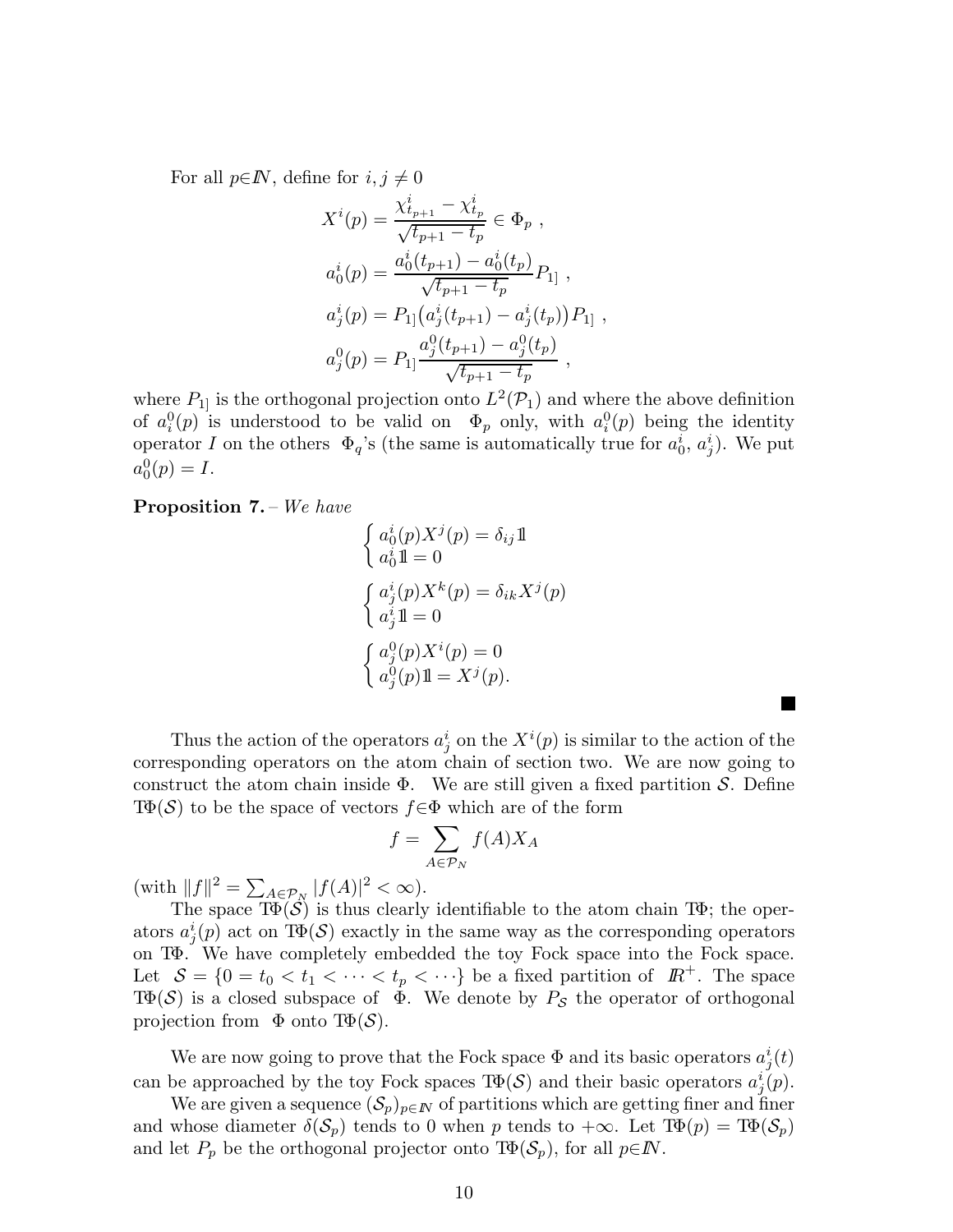For all $p \in \mathbb{N}$, define for $i, j \neq 0$

$$
\begin{aligned}
X^i(p) &= \frac{\chi^i_{t_{p+1}} - \chi^i_{t_p}}{\sqrt{t_{p+1} - t_p}} \in \Phi_p \ , \\
a^i_0(p) &= \frac{a^i_0(t_{p+1}) - a^i_0(t_p)}{\sqrt{t_{p+1} - t_p}} P_{1]} \ , \\
a^i_j(p) &= P_{1]} \big( a^i_j(t_{p+1}) - a^i_j(t_p) \big) P_{1]} \ , \\
a^0_j(p) &= P_{1]} \frac{a^0_j(t_{p+1}) - a^0_j(t_p)}{\sqrt{t_{p+1} - t_p}} \ ,
\end{aligned}
$$

where $P_{1]}$ is the orthogonal projection onto $L^2(\mathcal{P}_1)$ and where the above definition of $a^0_i(p)$ is understood to be valid on $\Phi_p$ only, with $a^0_i(p)$ being the identity operator $I$ on the others $\Phi_q$'s (the same is automatically true for $a^i_0$, $a^i_j$). We put $a^0_0(p) = I$.

**Proposition 7.** – *We have*

$$
\begin{cases}
a^i_0(p) X^j(p) = \delta_{ij} \mathbb{1} \\
a^i_0 \mathbb{1} = 0
\end{cases}
$$

$$
\begin{cases}
a^i_j(p) X^k(p) = \delta_{ik} X^j(p) \\
a^i_j \mathbb{1} = 0
\end{cases}
$$

$$
\begin{cases}
a^0_j(p) X^i(p) = 0 \\
a^0_j(p) \mathbb{1} = X^j(p).
\end{cases}
$$

■

Thus the action of the operators $a^i_j$ on the $X^i(p)$ is similar to the action of the corresponding operators on the atom chain of section two. We are now going to construct the atom chain inside $\Phi$. We are still given a fixed partition $\mathcal{S}$. Define $\mathrm{T}\Phi(\mathcal{S})$ to be the space of vectors $f \in \Phi$ which are of the form

$$
f = \sum_{A \in \mathcal{P}_N} f(A) X_A
$$

(with $\|f\|^2 = \sum_{A \in \mathcal{P}_N} |f(A)|^2 < \infty$).

The space $\mathrm{T}\Phi(\mathcal{S})$ is thus clearly identifiable to the atom chain $\mathrm{T}\Phi$; the operators $a^i_j(p)$ act on $\mathrm{T}\Phi(\mathcal{S})$ exactly in the same way as the corresponding operators on $\mathrm{T}\Phi$. We have completely embedded the toy Fock space into the Fock space. Let $\mathcal{S} = \{0 = t_0 < t_1 < \cdots < t_p < \cdots\}$ be a fixed partition of $\mathbb{R}^+$. The space $\mathrm{T}\Phi(\mathcal{S})$ is a closed subspace of $\Phi$. We denote by $P_{\mathcal{S}}$ the operator of orthogonal projection from $\Phi$ onto $\mathrm{T}\Phi(\mathcal{S})$.

We are now going to prove that the Fock space $\Phi$ and its basic operators $a^i_j(t)$ can be approached by the toy Fock spaces $\mathrm{T}\Phi(\mathcal{S})$ and their basic operators $a^i_j(p)$.

We are given a sequence $(\mathcal{S}_p)_{p \in \mathbb{N}}$ of partitions which are getting finer and finer and whose diameter $\delta(\mathcal{S}_p)$ tends to 0 when $p$ tends to $+\infty$. Let $\mathrm{T}\Phi(p) = \mathrm{T}\Phi(\mathcal{S}_p)$ and let $P_p$ be the orthogonal projector onto $\mathrm{T}\Phi(\mathcal{S}_p)$, for all $p \in \mathbb{N}$.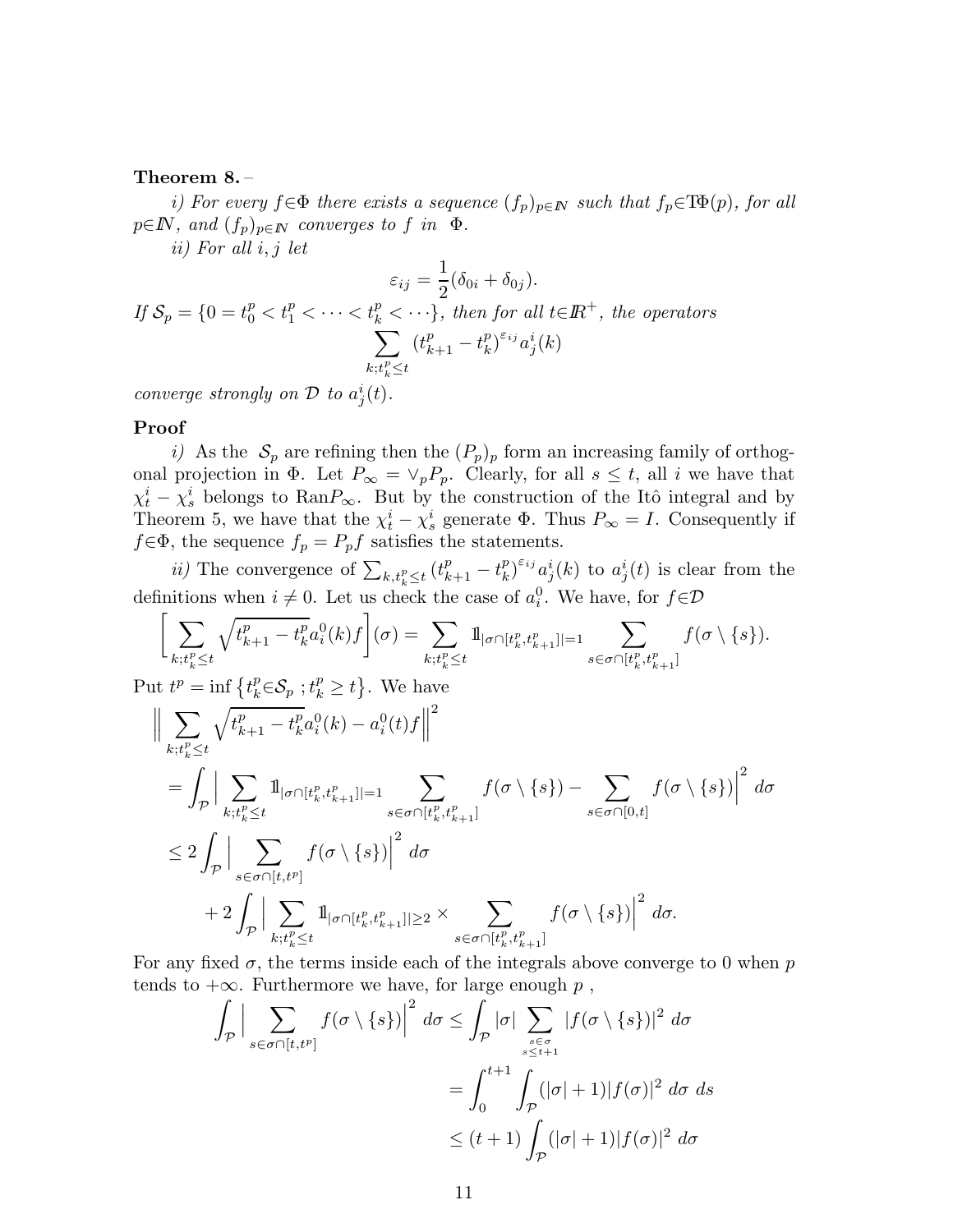**Theorem 8.** –

*i) For every $f\in\Phi$ there exists a sequence $(f_p)_{p\in\mathbb{N}}$ such that $f_p\in \mathrm{T}\Phi(p)$, for all $p\in\mathbb{N}$, and $(f_p)_{p\in\mathbb{N}}$ converges to $f$ in $\Phi$.*

*ii) For all $i,j$ let*

$$\varepsilon_{ij} = \frac{1}{2}(\delta_{0i} + \delta_{0j}).$$

*If $\mathcal{S}_p = \{0 = t_0^p < t_1^p < \cdots < t_k^p < \cdots\}$, then for all $t\in\mathbb{R}^+$, the operators*

$$\sum_{k;t_k^p\leq t} (t_{k+1}^p - t_k^p)^{\varepsilon_{ij}} a_j^i(k)$$

*converge strongly on $\mathcal{D}$ to $a_j^i(t)$.*

**Proof**

*i)* As the $\mathcal{S}_p$ are refining then the $(P_p)_p$ form an increasing family of orthogonal projection in $\Phi$. Let $P_\infty = \vee_p P_p$. Clearly, for all $s\leq t$, all $i$ we have that $\chi_t^i - \chi_s^i$ belongs to $\mathrm{Ran}P_\infty$. But by the construction of the Itô integral and by Theorem 5, we have that the $\chi_t^i - \chi_s^i$ generate $\Phi$. Thus $P_\infty = I$. Consequently if $f\in\Phi$, the sequence $f_p = P_p f$ satisfies the statements.

*ii)* The convergence of $\sum_{k,t_k^p\leq t}(t_{k+1}^p - t_k^p)^{\varepsilon_{ij}} a_j^i(k)$ to $a_j^i(t)$ is clear from the definitions when $i\neq 0$. Let us check the case of $a_i^0$. We have, for $f\in\mathcal{D}$

$$\Big[\sum_{k;t_k^p\leq t}\sqrt{t_{k+1}^p - t_k^p}\, a_i^0(k) f\Big](\sigma) = \sum_{k;t_k^p\leq t} \mathbb{1}_{|\sigma\cap[t_k^p,t_{k+1}^p]|=1} \sum_{s\in\sigma\cap[t_k^p,t_{k+1}^p]} f(\sigma\setminus\{s\}).$$

Put $t^p = \inf\{t_k^p\in\mathcal{S}_p\ ; t_k^p\geq t\}$. We have

$$\begin{aligned}
&\Big\|\sum_{k;t_k^p\leq t}\sqrt{t_{k+1}^p - t_k^p}\, a_i^0(k) - a_i^0(t) f\Big\|^2 \\
&= \int_{\mathcal{P}}\Big|\sum_{k;t_k^p\leq t} \mathbb{1}_{|\sigma\cap[t_k^p,t_{k+1}^p]|=1} \sum_{s\in\sigma\cap[t_k^p,t_{k+1}^p]} f(\sigma\setminus\{s\}) - \sum_{s\in\sigma\cap[0,t]} f(\sigma\setminus\{s\})\Big|^2\, d\sigma \\
&\leq 2\int_{\mathcal{P}}\Big|\sum_{s\in\sigma\cap[t,t^p]} f(\sigma\setminus\{s\})\Big|^2\, d\sigma \\
&\qquad + 2\int_{\mathcal{P}}\Big|\sum_{k;t_k^p\leq t} \mathbb{1}_{|\sigma\cap[t_k^p,t_{k+1}^p]|\geq 2} \times \sum_{s\in\sigma\cap[t_k^p,t_{k+1}^p]} f(\sigma\setminus\{s\})\Big|^2\, d\sigma.
\end{aligned}$$

For any fixed $\sigma$, the terms inside each of the integrals above converge to 0 when $p$ tends to $+\infty$. Furthermore we have, for large enough $p$ ,

$$\begin{aligned}
\int_{\mathcal{P}}\Big|\sum_{s\in\sigma\cap[t,t^p]} f(\sigma\setminus\{s\})\Big|^2\, d\sigma &\leq \int_{\mathcal{P}} |\sigma| \sum_{\substack{s\in\sigma\\ s\leq t+1}} |f(\sigma\setminus\{s\})|^2\, d\sigma \\
&= \int_0^{t+1}\int_{\mathcal{P}} (|\sigma|+1)|f(\sigma)|^2\, d\sigma\, ds \\
&\leq (t+1)\int_{\mathcal{P}} (|\sigma|+1)|f(\sigma)|^2\, d\sigma
\end{aligned}$$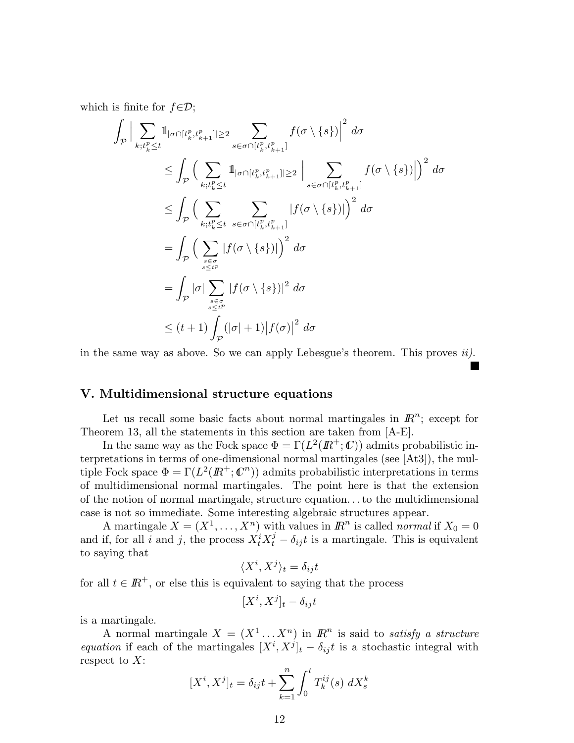which is finite for $f\in\mathcal{D}$;

$$
\begin{aligned}
\int_{\mathcal{P}} \Big| \sum_{k;t_k^p\leq t} \mathbb{1}_{|\sigma\cap[t_k^p,t_{k+1}^p]|\geq 2} \sum_{s\in\sigma\cap[t_k^p,t_{k+1}^p]} f(\sigma\setminus\{s\})\Big|^2 \, d\sigma
&\leq \int_{\mathcal{P}} \Big( \sum_{k;t_k^p\leq t} \mathbb{1}_{|\sigma\cap[t_k^p,t_{k+1}^p]|\geq 2} \,\Big| \sum_{s\in\sigma\cap[t_k^p,t_{k+1}^p]} f(\sigma\setminus\{s\})\Big|\Big)^2 \, d\sigma \\
&\leq \int_{\mathcal{P}} \Big( \sum_{k;t_k^p\leq t} \sum_{s\in\sigma\cap[t_k^p,t_{k+1}^p]} |f(\sigma\setminus\{s\})|\Big)^2 \, d\sigma \\
&= \int_{\mathcal{P}} \Big( \sum_{\substack{s\in\sigma \\ s\leq t^p}} |f(\sigma\setminus\{s\})|\Big)^2 \, d\sigma \\
&= \int_{\mathcal{P}} |\sigma| \sum_{\substack{s\in\sigma \\ s\leq t^p}} |f(\sigma\setminus\{s\})|^2 \, d\sigma \\
&\leq (t+1)\int_{\mathcal{P}} (|\sigma|+1)\big|f(\sigma)\big|^2 \, d\sigma
\end{aligned}
$$

in the same way as above. So we can apply Lebesgue's theorem. This proves *ii)*. ■

## V. Multidimensional structure equations

Let us recall some basic facts about normal martingales in $\mathbb{R}^n$; except for Theorem 13, all the statements in this section are taken from [A-E].

In the same way as the Fock space $\Phi = \Gamma(L^2(\mathbb{R}^+;\mathbb{C}))$ admits probabilistic interpretations in terms of one-dimensional normal martingales (see [At3]), the multiple Fock space $\Phi = \Gamma(L^2(\mathbb{R}^+;\mathbb{C}^n))$ admits probabilistic interpretations in terms of multidimensional normal martingales. The point here is that the extension of the notion of normal martingale, structure equation... to the multidimensional case is not so immediate. Some interesting algebraic structures appear.

A martingale $X = (X^1,\ldots,X^n)$ with values in $\mathbb{R}^n$ is called *normal* if $X_0 = 0$ and if, for all $i$ and $j$, the process $X_t^iX_t^j - \delta_{ij}t$ is a martingale. This is equivalent to saying that

$$
\langle X^i, X^j\rangle_t = \delta_{ij}t
$$

for all $t\in\mathbb{R}^+$, or else this is equivalent to saying that the process

$$
[X^i, X^j]_t - \delta_{ij}t
$$

is a martingale.

A normal martingale $X = (X^1\ldots X^n)$ in $\mathbb{R}^n$ is said to *satisfy a structure equation* if each of the martingales $[X^i,X^j]_t - \delta_{ij}t$ is a stochastic integral with respect to $X$:

$$
[X^i, X^j]_t = \delta_{ij}t + \sum_{k=1}^n \int_0^t T_k^{ij}(s)\, dX_s^k
$$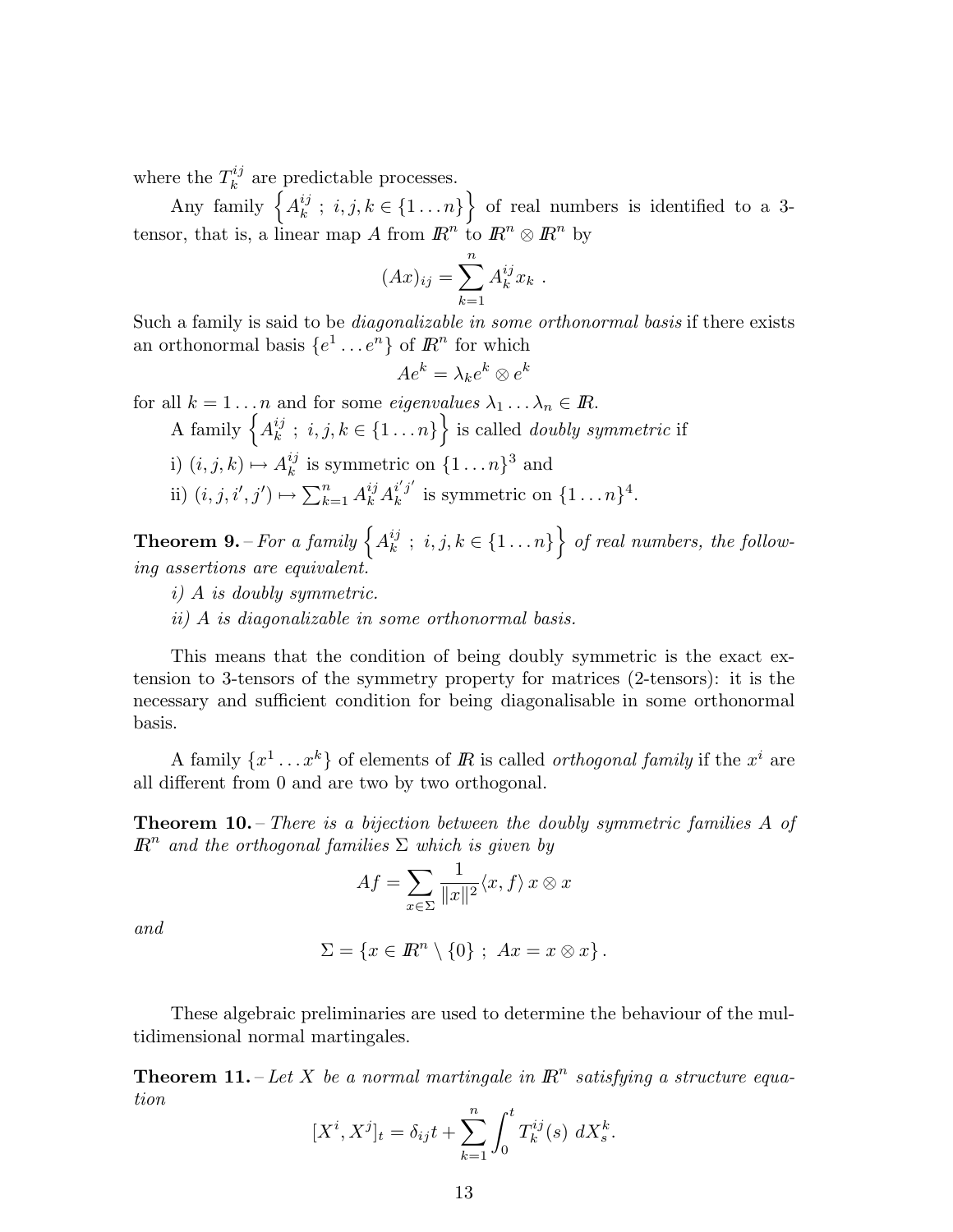where the $T_k^{ij}$ are predictable processes.

Any family $\left\{A_k^{ij}\ ;\ i,j,k \in \{1\ldots n\}\right\}$ of real numbers is identified to a 3-tensor, that is, a linear map $A$ from $\mathbb{R}^n$ to $\mathbb{R}^n \otimes \mathbb{R}^n$ by

$$(Ax)_{ij} = \sum_{k=1}^{n} A_k^{ij} x_k\ .$$

Such a family is said to be *diagonalizable in some orthonormal basis* if there exists an orthonormal basis $\{e^1 \ldots e^n\}$ of $\mathbb{R}^n$ for which

$$Ae^k = \lambda_k e^k \otimes e^k$$

for all $k = 1 \ldots n$ and for some *eigenvalues* $\lambda_1 \ldots \lambda_n \in \mathbb{R}$.

A family $\left\{A_k^{ij}\ ;\ i,j,k \in \{1\ldots n\}\right\}$ is called *doubly symmetric* if

i) $(i,j,k) \mapsto A_k^{ij}$ is symmetric on $\{1\ldots n\}^3$ and

ii) $(i,j,i',j') \mapsto \sum_{k=1}^{n} A_k^{ij} A_k^{i'j'}$ is symmetric on $\{1\ldots n\}^4$.

**Theorem 9.** – *For a family $\left\{A_k^{ij}\ ;\ i,j,k \in \{1\ldots n\}\right\}$ of real numbers, the following assertions are equivalent.*

*i) $A$ is doubly symmetric.*

*ii) $A$ is diagonalizable in some orthonormal basis.*

This means that the condition of being doubly symmetric is the exact extension to 3-tensors of the symmetry property for matrices (2-tensors): it is the necessary and sufficient condition for being diagonalisable in some orthonormal basis.

A family $\{x^1 \ldots x^k\}$ of elements of $\mathbb{R}$ is called *orthogonal family* if the $x^i$ are all different from 0 and are two by two orthogonal.

**Theorem 10.** – *There is a bijection between the doubly symmetric families $A$ of $\mathbb{R}^n$ and the orthogonal families $\Sigma$ which is given by*

$$Af = \sum_{x\in\Sigma} \frac{1}{\|x\|^2} \langle x, f\rangle\, x \otimes x$$

*and*

$$\Sigma = \left\{x \in \mathbb{R}^n \setminus \{0\}\ ;\ Ax = x \otimes x\right\}.$$

These algebraic preliminaries are used to determine the behaviour of the multidimensional normal martingales.

**Theorem 11.** – *Let $X$ be a normal martingale in $\mathbb{R}^n$ satisfying a structure equation*

$$[X^i, X^j]_t = \delta_{ij} t + \sum_{k=1}^{n} \int_0^t T_k^{ij}(s)\ dX_s^k.$$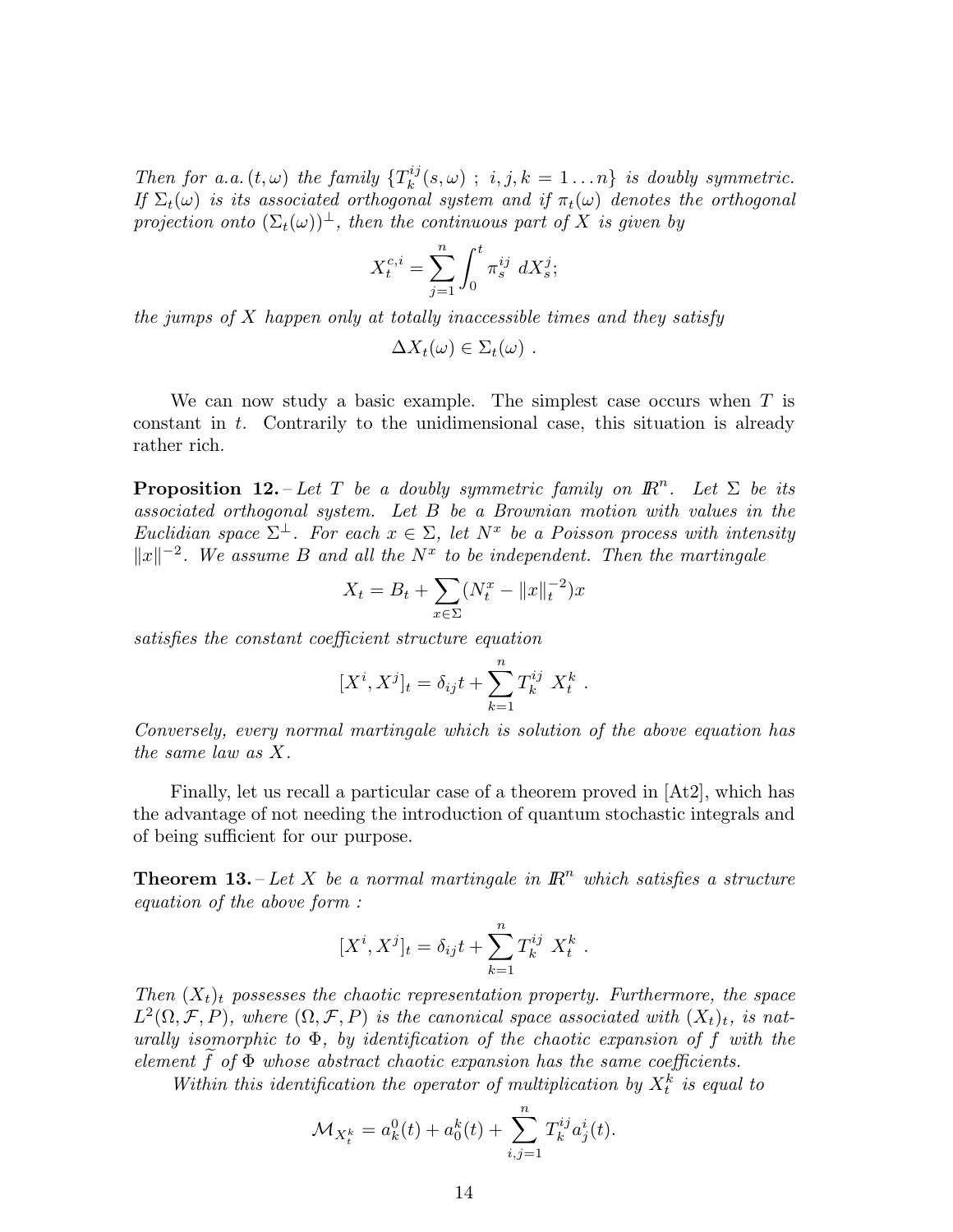*Then for a.a. $(t, \omega)$ the family $\{T_k^{ij}(s,\omega)\ ;\ i,j,k = 1\ldots n\}$ is doubly symmetric. If $\Sigma_t(\omega)$ is its associated orthogonal system and if $\pi_t(\omega)$ denotes the orthogonal projection onto $(\Sigma_t(\omega))^\perp$, then the continuous part of $X$ is given by*

$$X_t^{c,i} = \sum_{j=1}^n \int_0^t \pi_s^{ij}\ dX_s^j;$$

*the jumps of $X$ happen only at totally inaccessible times and they satisfy*

$$\Delta X_t(\omega) \in \Sigma_t(\omega)\ .$$

We can now study a basic example. The simplest case occurs when $T$ is constant in $t$. Contrarily to the unidimensional case, this situation is already rather rich.

**Proposition 12.** – *Let $T$ be a doubly symmetric family on $\mathbb{R}^n$. Let $\Sigma$ be its associated orthogonal system. Let $B$ be a Brownian motion with values in the Euclidian space $\Sigma^\perp$. For each $x \in \Sigma$, let $N^x$ be a Poisson process with intensity $\|x\|^{-2}$. We assume $B$ and all the $N^x$ to be independent. Then the martingale*

$$X_t = B_t + \sum_{x\in\Sigma} (N_t^x - \|x\|_t^{-2})x$$

*satisfies the constant coefficient structure equation*

$$[X^i, X^j]_t = \delta_{ij}t + \sum_{k=1}^n T_k^{ij}\ X_t^k\ .$$

*Conversely, every normal martingale which is solution of the above equation has the same law as $X$.*

Finally, let us recall a particular case of a theorem proved in [At2], which has the advantage of not needing the introduction of quantum stochastic integrals and of being sufficient for our purpose.

**Theorem 13.** – *Let $X$ be a normal martingale in $\mathbb{R}^n$ which satisfies a structure equation of the above form :*

$$[X^i, X^j]_t = \delta_{ij}t + \sum_{k=1}^n T_k^{ij}\ X_t^k\ .$$

*Then $(X_t)_t$ possesses the chaotic representation property. Furthermore, the space $L^2(\Omega, \mathcal{F}, P)$, where $(\Omega, \mathcal{F}, P)$ is the canonical space associated with $(X_t)_t$, is naturally isomorphic to $\Phi$, by identification of the chaotic expansion of $f$ with the element $\widetilde{f}$ of $\Phi$ whose abstract chaotic expansion has the same coefficients.*

*Within this identification the operator of multiplication by $X_t^k$ is equal to*

$$\mathcal{M}_{X_t^k} = a_k^0(t) + a_0^k(t) + \sum_{i,j=1}^n T_k^{ij} a_j^i(t).$$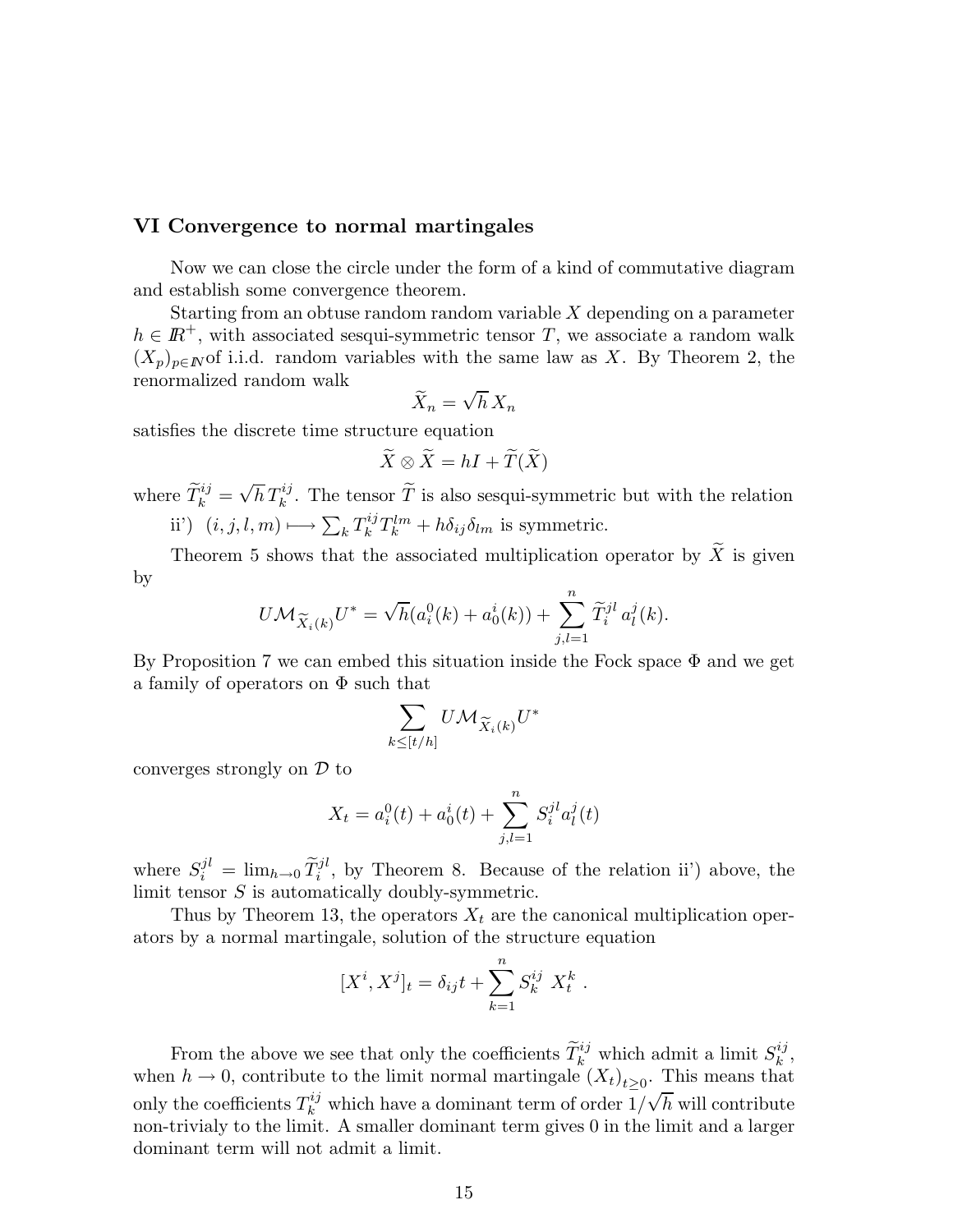## VI Convergence to normal martingales

Now we can close the circle under the form of a kind of commutative diagram and establish some convergence theorem.

Starting from an obtuse random random variable $X$ depending on a parameter $h \in \mathbb{R}^+$, with associated sesqui-symmetric tensor $T$, we associate a random walk $(X_p)_{p\in\mathbb{N}}$of i.i.d. random variables with the same law as $X$. By Theorem 2, the renormalized random walk

$$\widetilde{X}_n = \sqrt{h}\, X_n$$

satisfies the discrete time structure equation

$$\widetilde{X} \otimes \widetilde{X} = hI + \widetilde{T}(\widetilde{X})$$

where $\widetilde{T}_k^{ij} = \sqrt{h}\, T_k^{ij}$. The tensor $\widetilde{T}$ is also sesqui-symmetric but with the relation

ii') $(i,j,l,m) \longmapsto \sum_k T_k^{ij} T_k^{lm} + h\delta_{ij}\delta_{lm}$ is symmetric.

Theorem 5 shows that the associated multiplication operator by $\widetilde{X}$ is given by

$$U\mathcal{M}_{\widetilde{X}_i(k)}U^* = \sqrt{h}(a_i^0(k) + a_0^i(k)) + \sum_{j,l=1}^{n} \widetilde{T}_i^{jl}\, a_l^j(k).$$

By Proposition 7 we can embed this situation inside the Fock space $\Phi$ and we get a family of operators on $\Phi$ such that

$$\sum_{k \leq [t/h]} U\mathcal{M}_{\widetilde{X}_i(k)}U^*$$

converges strongly on $\mathcal{D}$ to

$$X_t = a_i^0(t) + a_0^i(t) + \sum_{j,l=1}^{n} S_i^{jl} a_l^j(t)$$

where $S_i^{jl} = \lim_{h\to 0} \widetilde{T}_i^{jl}$, by Theorem 8. Because of the relation ii') above, the limit tensor $S$ is automatically doubly-symmetric.

Thus by Theorem 13, the operators $X_t$ are the canonical multiplication operators by a normal martingale, solution of the structure equation

$$[X^i, X^j]_t = \delta_{ij} t + \sum_{k=1}^{n} S_k^{ij}\ X_t^k\ .$$

From the above we see that only the coefficients $\widetilde{T}_k^{ij}$ which admit a limit $S_k^{ij}$, when $h \to 0$, contribute to the limit normal martingale $(X_t)_{t\geq 0}$. This means that only the coefficients $T_k^{ij}$ which have a dominant term of order $1/\sqrt{h}$ will contribute non-trivialy to the limit. A smaller dominant term gives 0 in the limit and a larger dominant term will not admit a limit.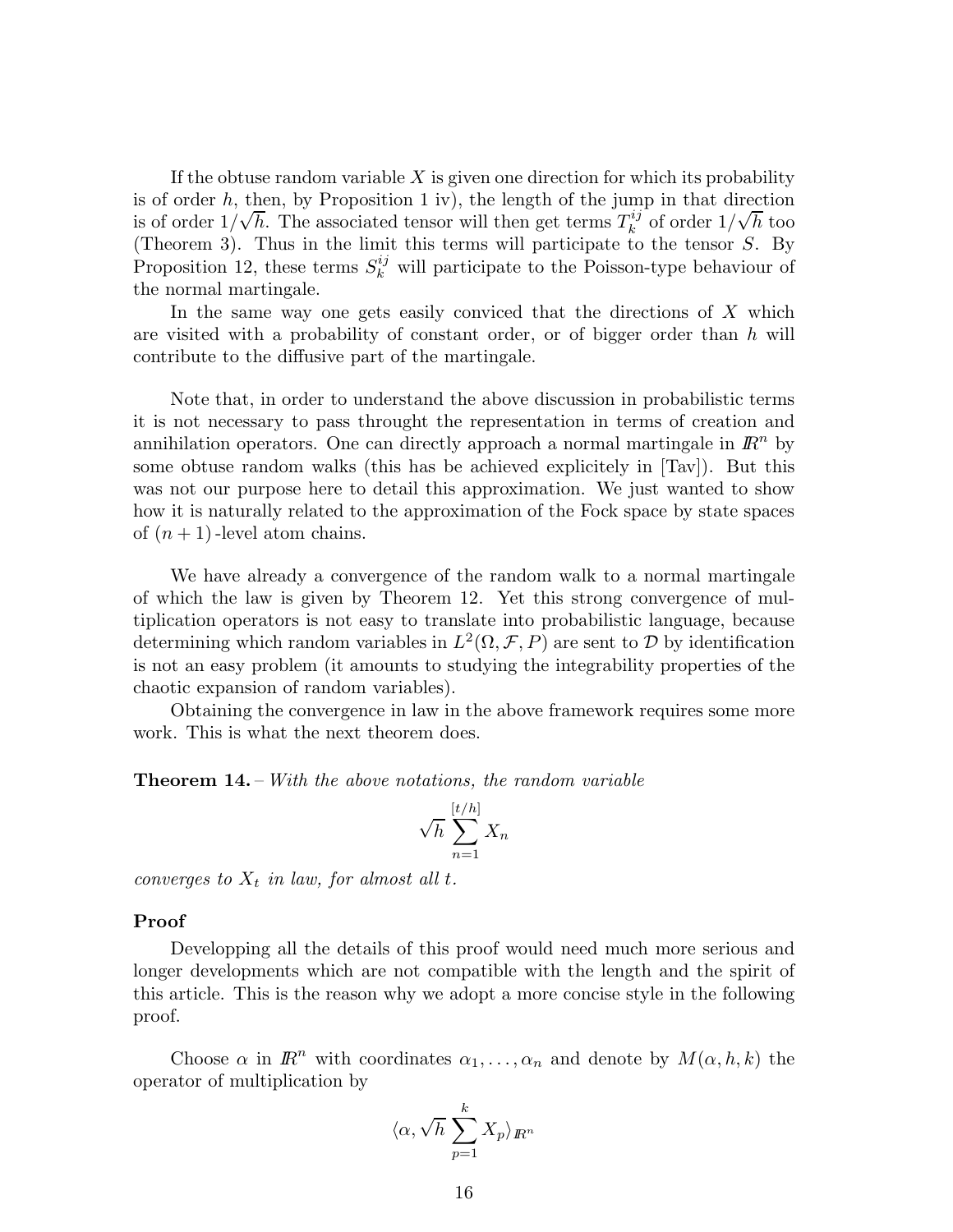If the obtuse random variable $X$ is given one direction for which its probability is of order $h$, then, by Proposition 1 iv), the length of the jump in that direction is of order $1/\sqrt{h}$. The associated tensor will then get terms $T_k^{ij}$ of order $1/\sqrt{h}$ too (Theorem 3). Thus in the limit this terms will participate to the tensor $S$. By Proposition 12, these terms $S_k^{ij}$ will participate to the Poisson-type behaviour of the normal martingale.

In the same way one gets easily conviced that the directions of $X$ which are visited with a probability of constant order, or of bigger order than $h$ will contribute to the diffusive part of the martingale.

Note that, in order to understand the above discussion in probabilistic terms it is not necessary to pass throught the representation in terms of creation and annihilation operators. One can directly approach a normal martingale in $\mathbb{R}^n$ by some obtuse random walks (this has be achieved explicitely in [Tav]). But this was not our purpose here to detail this approximation. We just wanted to show how it is naturally related to the approximation of the Fock space by state spaces of $(n+1)$-level atom chains.

We have already a convergence of the random walk to a normal martingale of which the law is given by Theorem 12. Yet this strong convergence of multiplication operators is not easy to translate into probabilistic language, because determining which random variables in $L^2(\Omega, \mathcal{F}, P)$ are sent to $\mathcal{D}$ by identification is not an easy problem (it amounts to studying the integrability properties of the chaotic expansion of random variables).

Obtaining the convergence in law in the above framework requires some more work. This is what the next theorem does.

**Theorem 14.** – *With the above notations, the random variable*

$$\sqrt{h}\sum_{n=1}^{[t/h]} X_n$$

*converges to $X_t$ in law, for almost all $t$.*

**Proof**

Developping all the details of this proof would need much more serious and longer developments which are not compatible with the length and the spirit of this article. This is the reason why we adopt a more concise style in the following proof.

Choose $\alpha$ in $\mathbb{R}^n$ with coordinates $\alpha_1, \ldots, \alpha_n$ and denote by $M(\alpha, h, k)$ the operator of multiplication by

$$\langle \alpha, \sqrt{h}\sum_{p=1}^{k} X_p \rangle_{\mathbb{R}^n}$$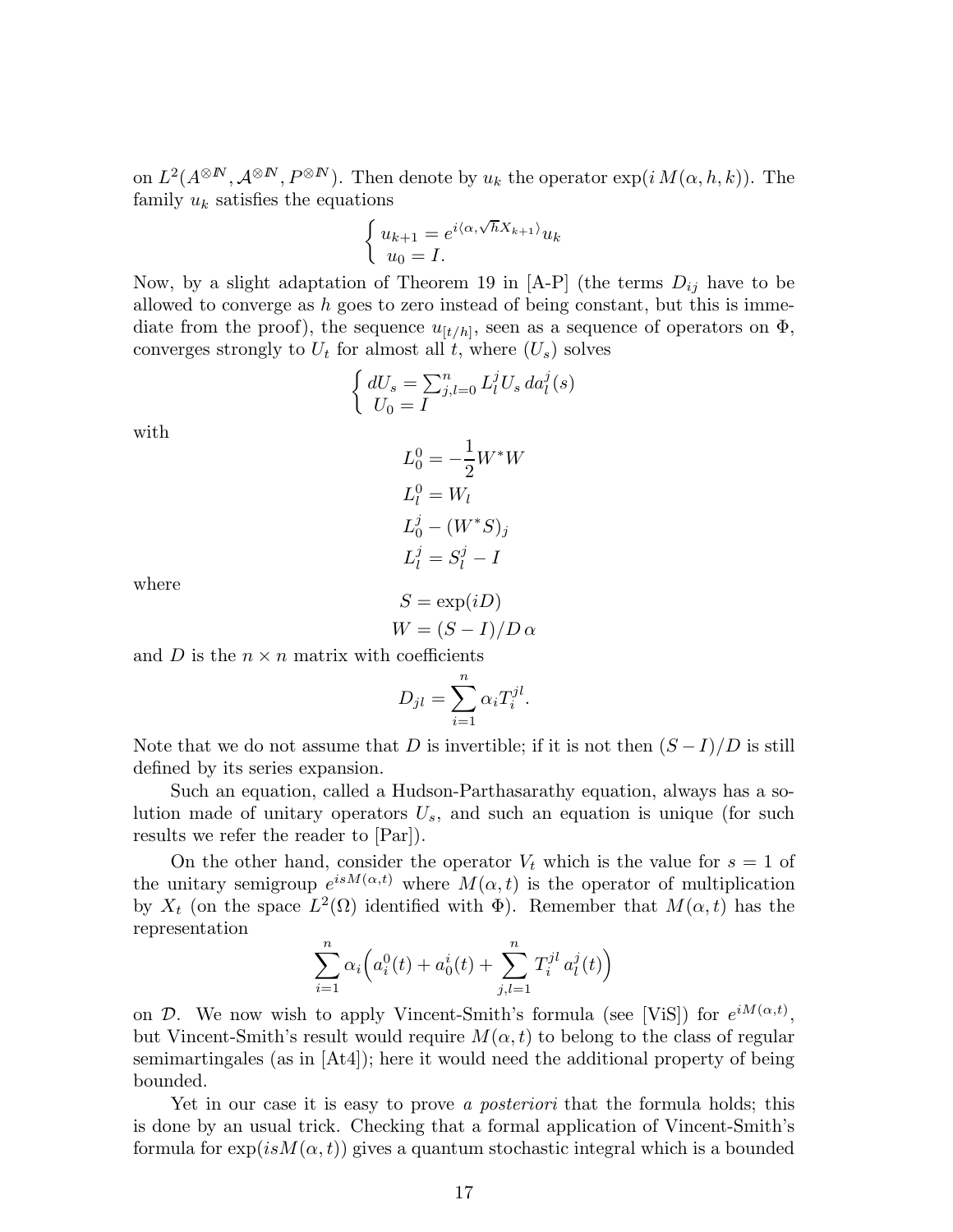on $L^2(A^{\otimes I\!N}, \mathcal{A}^{\otimes I\!N}, P^{\otimes I\!N})$. Then denote by $u_k$ the operator $\exp(i\, M(\alpha, h, k))$. The family $u_k$ satisfies the equations

$$\begin{cases} u_{k+1} = e^{i\langle \alpha, \sqrt{h} X_{k+1}\rangle} u_k \\ u_0 = I. \end{cases}$$

Now, by a slight adaptation of Theorem 19 in [A-P] (the terms $D_{ij}$ have to be allowed to converge as $h$ goes to zero instead of being constant, but this is immediate from the proof), the sequence $u_{[t/h]}$, seen as a sequence of operators on $\Phi$, converges strongly to $U_t$ for almost all $t$, where $(U_s)$ solves

$$\begin{cases} dU_s = \sum_{j,l=0}^{n} L_l^j U_s \, da_l^j(s) \\ U_0 = I \end{cases}$$

with

$$L_0^0 = -\frac{1}{2} W^* W$$

$$L_l^0 = W_l$$

$$L_0^j - (W^* S)_j$$

$$L_l^j = S_l^j - I$$

where

$$S = \exp(iD)$$

$$W = (S - I)/D\, \alpha$$

and $D$ is the $n \times n$ matrix with coefficients

$$D_{jl} = \sum_{i=1}^{n} \alpha_i T_i^{jl}.$$

Note that we do not assume that $D$ is invertible; if it is not then $(S-I)/D$ is still defined by its series expansion.

Such an equation, called a Hudson-Parthasarathy equation, always has a solution made of unitary operators $U_s$, and such an equation is unique (for such results we refer the reader to [Par]).

On the other hand, consider the operator $V_t$ which is the value for $s = 1$ of the unitary semigroup $e^{isM(\alpha,t)}$ where $M(\alpha, t)$ is the operator of multiplication by $X_t$ (on the space $L^2(\Omega)$ identified with $\Phi$). Remember that $M(\alpha, t)$ has the representation

$$\sum_{i=1}^{n} \alpha_i \Big( a_i^0(t) + a_0^i(t) + \sum_{j,l=1}^{n} T_i^{jl}\, a_l^j(t) \Big)$$

on $\mathcal{D}$. We now wish to apply Vincent-Smith's formula (see [ViS]) for $e^{iM(\alpha,t)}$, but Vincent-Smith's result would require $M(\alpha, t)$ to belong to the class of regular semimartingales (as in [At4]); here it would need the additional property of being bounded.

Yet in our case it is easy to prove *a posteriori* that the formula holds; this is done by an usual trick. Checking that a formal application of Vincent-Smith's formula for $\exp(isM(\alpha, t))$ gives a quantum stochastic integral which is a bounded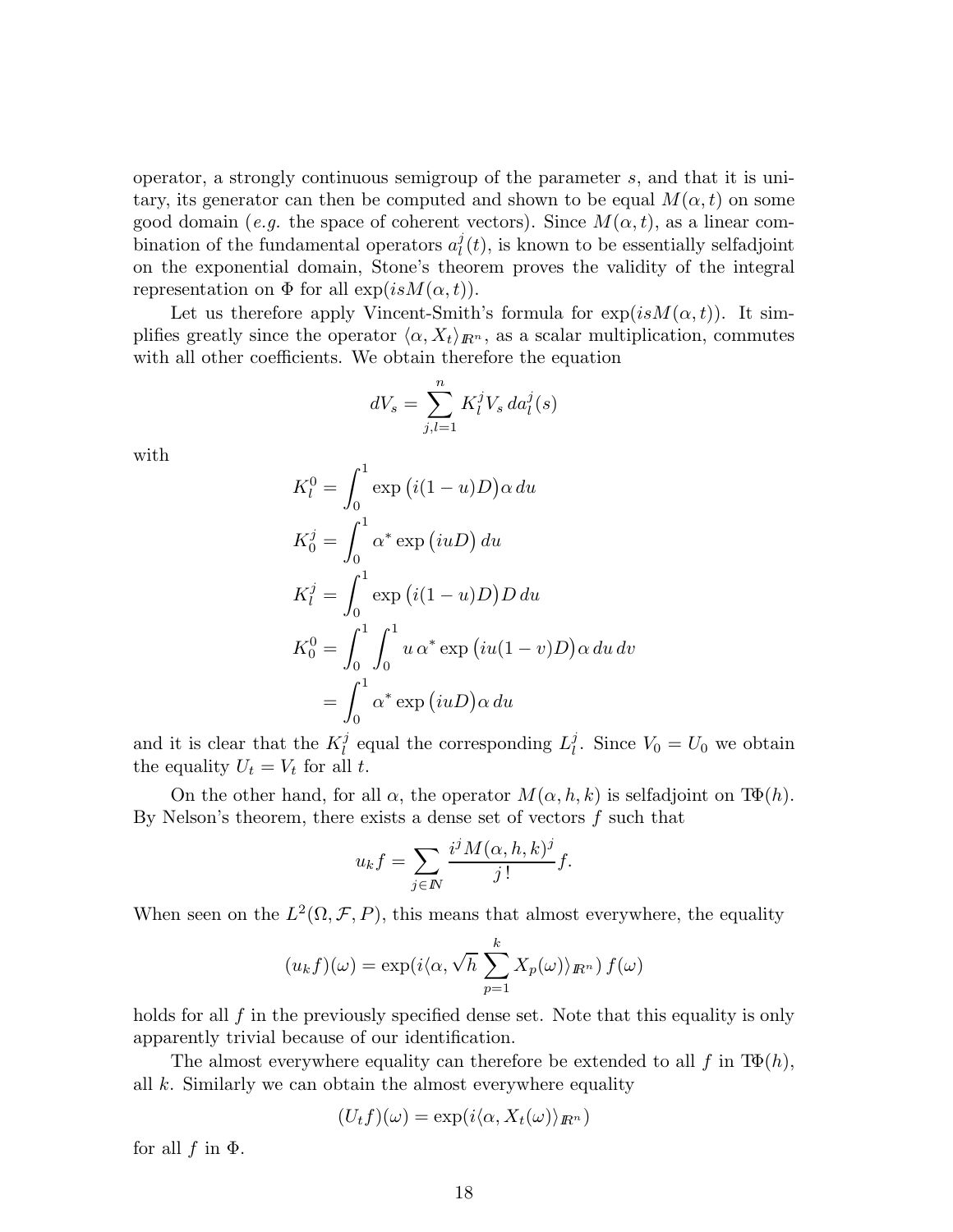operator, a strongly continuous semigroup of the parameter $s$, and that it is unitary, its generator can then be computed and shown to be equal $M(\alpha, t)$ on some good domain (*e.g.* the space of coherent vectors). Since $M(\alpha, t)$, as a linear combination of the fundamental operators $a^j_l(t)$, is known to be essentially selfadjoint on the exponential domain, Stone's theorem proves the validity of the integral representation on $\Phi$ for all $\exp(isM(\alpha, t))$.

Let us therefore apply Vincent-Smith's formula for $\exp(isM(\alpha, t))$. It simplifies greatly since the operator $\langle \alpha, X_t \rangle_{\mathbb{R}^n}$, as a scalar multiplication, commutes with all other coefficients. We obtain therefore the equation

$$dV_s = \sum_{j,l=1}^{n} K^j_l V_s \, da^j_l(s)$$

with

$$\begin{aligned}
K^0_l &= \int_0^1 \exp\big(i(1-u)D\big)\alpha \, du \\
K^j_0 &= \int_0^1 \alpha^* \exp\big(iuD\big) \, du \\
K^j_l &= \int_0^1 \exp\big(i(1-u)D\big) D \, du \\
K^0_0 &= \int_0^1 \int_0^1 u \, \alpha^* \exp\big(iu(1-v)D\big)\alpha \, du \, dv \\
&= \int_0^1 \alpha^* \exp\big(iuD\big)\alpha \, du
\end{aligned}$$

and it is clear that the $K^j_l$ equal the corresponding $L^j_l$. Since $V_0 = U_0$ we obtain the equality $U_t = V_t$ for all $t$.

On the other hand, for all $\alpha$, the operator $M(\alpha, h, k)$ is selfadjoint on $\mathrm{T}\Phi(h)$. By Nelson's theorem, there exists a dense set of vectors $f$ such that

$$u_k f = \sum_{j \in \mathbb{N}} \frac{i^j M(\alpha, h, k)^j}{j\,!} f.$$

When seen on the $L^2(\Omega, \mathcal{F}, P)$, this means that almost everywhere, the equality

$$(u_k f)(\omega) = \exp(i\langle \alpha, \sqrt{h} \sum_{p=1}^{k} X_p(\omega) \rangle_{\mathbb{R}^n}) \, f(\omega)$$

holds for all $f$ in the previously specified dense set. Note that this equality is only apparently trivial because of our identification.

The almost everywhere equality can therefore be extended to all $f$ in $\mathrm{T}\Phi(h)$, all $k$. Similarly we can obtain the almost everywhere equality

$$(U_t f)(\omega) = \exp(i\langle \alpha, X_t(\omega) \rangle_{\mathbb{R}^n})$$

for all $f$ in $\Phi$.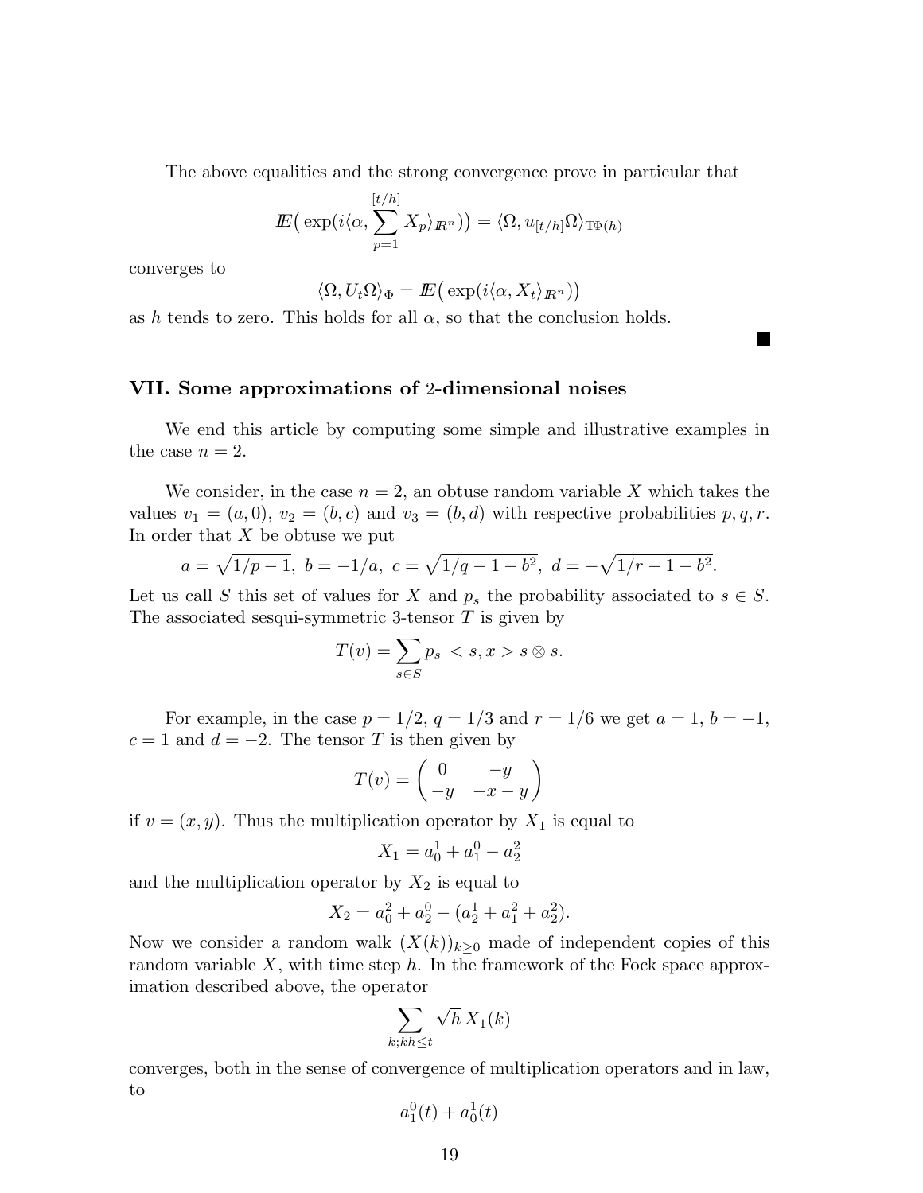The above equalities and the strong convergence prove in particular that

$$\mathbb{E}\big(\exp(i\langle\alpha, \sum_{p=1}^{[t/h]} X_p\rangle_{\mathbb{R}^n})\big) = \langle\Omega, u_{[t/h]}\Omega\rangle_{\mathrm{T}\Phi(h)}$$

converges to

$$\langle\Omega, U_t\Omega\rangle_\Phi = \mathbb{E}\big(\exp(i\langle\alpha, X_t\rangle_{\mathbb{R}^n})\big)$$

as $h$ tends to zero. This holds for all $\alpha$, so that the conclusion holds.

■

## VII. Some approximations of 2-dimensional noises

We end this article by computing some simple and illustrative examples in the case $n = 2$.

We consider, in the case $n = 2$, an obtuse random variable $X$ which takes the values $v_1 = (a, 0)$, $v_2 = (b, c)$ and $v_3 = (b, d)$ with respective probabilities $p, q, r$. In order that $X$ be obtuse we put

$$a = \sqrt{1/p - 1},\ b = -1/a,\ c = \sqrt{1/q - 1 - b^2},\ d = -\sqrt{1/r - 1 - b^2}.$$

Let us call $S$ this set of values for $X$ and $p_s$ the probability associated to $s \in S$. The associated sesqui-symmetric 3-tensor $T$ is given by

$$T(v) = \sum_{s \in S} p_s \ < s, x > s \otimes s.$$

For example, in the case $p = 1/2$, $q = 1/3$ and $r = 1/6$ we get $a = 1$, $b = -1$, $c = 1$ and $d = -2$. The tensor $T$ is then given by

$$T(v) = \begin{pmatrix} 0 & -y \\ -y & -x - y \end{pmatrix}$$

if $v = (x, y)$. Thus the multiplication operator by $X_1$ is equal to

$$X_1 = a_0^1 + a_1^0 - a_2^2$$

and the multiplication operator by $X_2$ is equal to

$$X_2 = a_0^2 + a_2^0 - (a_2^1 + a_1^2 + a_2^2).$$

Now we consider a random walk $(X(k))_{k \geq 0}$ made of independent copies of this random variable $X$, with time step $h$. In the framework of the Fock space approximation described above, the operator

$$\sum_{k; kh \leq t} \sqrt{h}\, X_1(k)$$

converges, both in the sense of convergence of multiplication operators and in law, to

$$a_1^0(t) + a_0^1(t)$$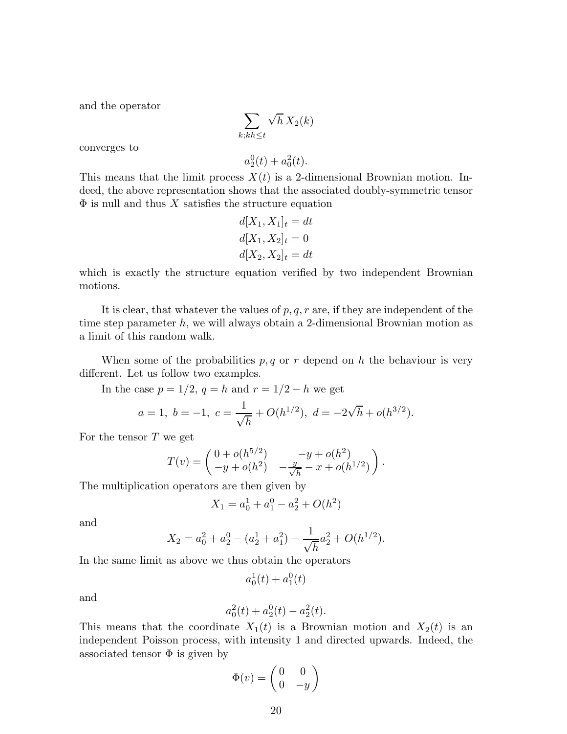and the operator

$$\sum_{k;kh\leq t} \sqrt{h}\, X_2(k)$$

converges to

$$a_2^0(t) + a_0^2(t).$$

This means that the limit process $X(t)$ is a 2-dimensional Brownian motion. Indeed, the above representation shows that the associated doubly-symmetric tensor $\Phi$ is null and thus $X$ satisfies the structure equation

$$\begin{aligned} d[X_1, X_1]_t &= dt \\ d[X_1, X_2]_t &= 0 \\ d[X_2, X_2]_t &= dt \end{aligned}$$

which is exactly the structure equation verified by two independent Brownian motions.

It is clear, that whatever the values of $p, q, r$ are, if they are independent of the time step parameter $h$, we will always obtain a 2-dimensional Brownian motion as a limit of this random walk.

When some of the probabilities $p, q$ or $r$ depend on $h$ the behaviour is very different. Let us follow two examples.

In the case $p = 1/2$, $q = h$ and $r = 1/2 - h$ we get

$$a = 1,\ b = -1,\ c = \frac{1}{\sqrt{h}} + O(h^{1/2}),\ d = -2\sqrt{h} + o(h^{3/2}).$$

For the tensor $T$ we get

$$T(v) = \begin{pmatrix} 0 + o(h^{5/2}) & -y + o(h^2) \\ -y + o(h^2) & -\frac{y}{\sqrt{h}} - x + o(h^{1/2}) \end{pmatrix}.$$

The multiplication operators are then given by

$$X_1 = a_0^1 + a_1^0 - a_2^2 + O(h^2)$$

and

$$X_2 = a_0^2 + a_2^0 - (a_2^1 + a_1^2) + \frac{1}{\sqrt{h}} a_2^2 + O(h^{1/2}).$$

In the same limit as above we thus obtain the operators

$$a_0^1(t) + a_1^0(t)$$

and

$$a_0^2(t) + a_2^0(t) - a_2^2(t).$$

This means that the coordinate $X_1(t)$ is a Brownian motion and $X_2(t)$ is an independent Poisson process, with intensity 1 and directed upwards. Indeed, the associated tensor $\Phi$ is given by

$$\Phi(v) = \begin{pmatrix} 0 & 0 \\ 0 & -y \end{pmatrix}$$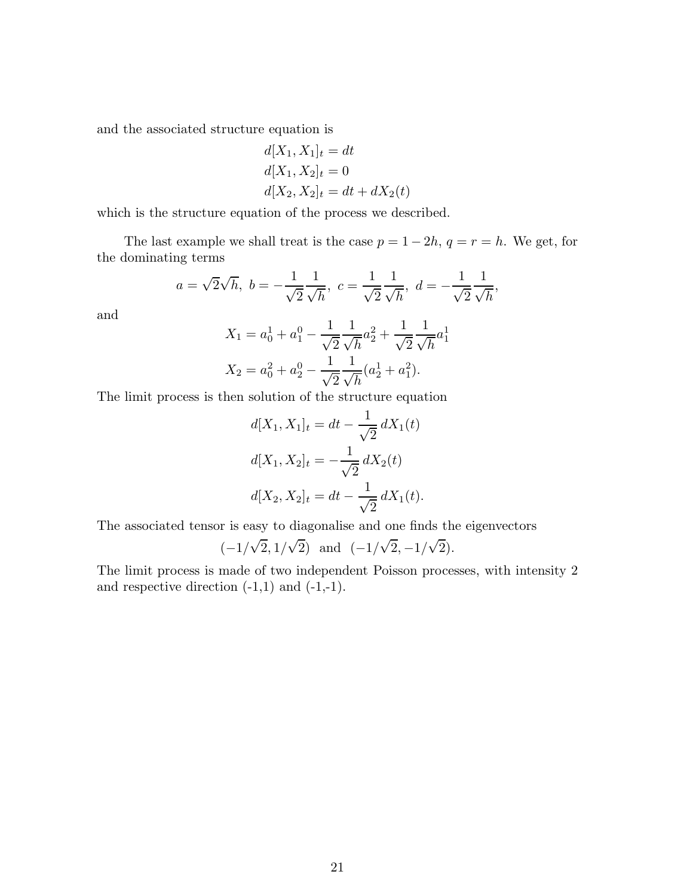and the associated structure equation is

$$
\begin{aligned}
d[X_1, X_1]_t &= dt \\
d[X_1, X_2]_t &= 0 \\
d[X_2, X_2]_t &= dt + dX_2(t)
\end{aligned}
$$

which is the structure equation of the process we described.

The last example we shall treat is the case $p = 1 - 2h$, $q = r = h$. We get, for the dominating terms

$$
a = \sqrt{2}\sqrt{h},\ b = -\frac{1}{\sqrt{2}}\frac{1}{\sqrt{h}},\ c = \frac{1}{\sqrt{2}}\frac{1}{\sqrt{h}},\ d = -\frac{1}{\sqrt{2}}\frac{1}{\sqrt{h}},
$$

and

$$
\begin{aligned}
X_1 &= a_0^1 + a_1^0 - \frac{1}{\sqrt{2}}\frac{1}{\sqrt{h}}a_2^2 + \frac{1}{\sqrt{2}}\frac{1}{\sqrt{h}}a_1^1 \\
X_2 &= a_0^2 + a_2^0 - \frac{1}{\sqrt{2}}\frac{1}{\sqrt{h}}(a_2^1 + a_1^2).
\end{aligned}
$$

The limit process is then solution of the structure equation

$$
\begin{aligned}
d[X_1, X_1]_t &= dt - \frac{1}{\sqrt{2}}\,dX_1(t) \\
d[X_1, X_2]_t &= -\frac{1}{\sqrt{2}}\,dX_2(t) \\
d[X_2, X_2]_t &= dt - \frac{1}{\sqrt{2}}\,dX_1(t).
\end{aligned}
$$

The associated tensor is easy to diagonalise and one finds the eigenvectors

$$
(-1/\sqrt{2}, 1/\sqrt{2}) \ \text{ and } \ (-1/\sqrt{2}, -1/\sqrt{2}).
$$

The limit process is made of two independent Poisson processes, with intensity 2 and respective direction (-1,1) and (-1,-1).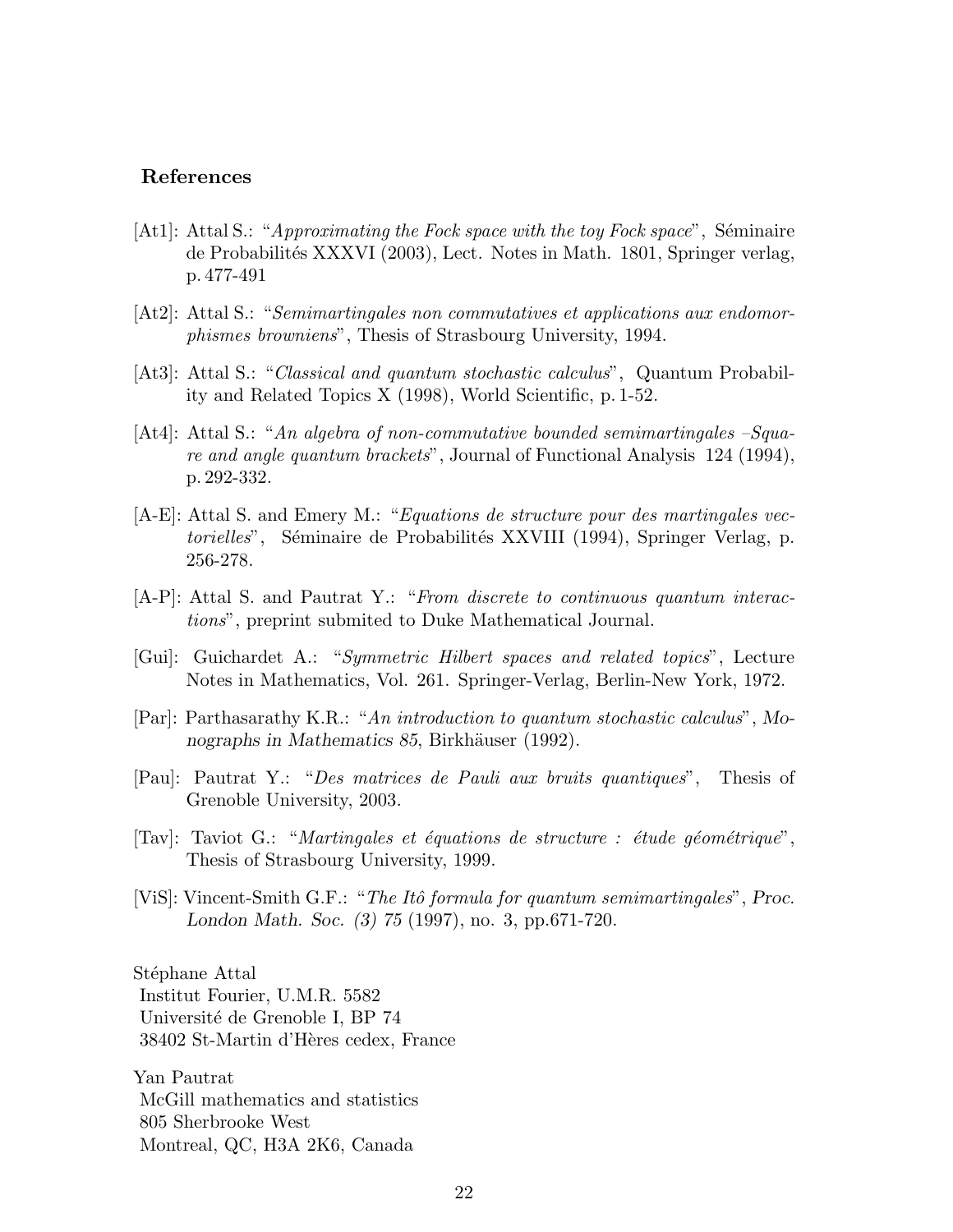## References

[At1]: Attal S.: "*Approximating the Fock space with the toy Fock space*", Séminaire de Probabilités XXXVI (2003), Lect. Notes in Math. 1801, Springer verlag, p. 477-491

[At2]: Attal S.: "*Semimartingales non commutatives et applications aux endomorphismes browniens*", Thesis of Strasbourg University, 1994.

[At3]: Attal S.: "*Classical and quantum stochastic calculus*", Quantum Probability and Related Topics X (1998), World Scientific, p. 1-52.

[At4]: Attal S.: "*An algebra of non-commutative bounded semimartingales –Square and angle quantum brackets*", Journal of Functional Analysis 124 (1994), p. 292-332.

[A-E]: Attal S. and Emery M.: "*Equations de structure pour des martingales vectorielles*", Séminaire de Probabilités XXVIII (1994), Springer Verlag, p. 256-278.

[A-P]: Attal S. and Pautrat Y.: "*From discrete to continuous quantum interactions*", preprint submited to Duke Mathematical Journal.

[Gui]: Guichardet A.: "*Symmetric Hilbert spaces and related topics*", Lecture Notes in Mathematics, Vol. 261. Springer-Verlag, Berlin-New York, 1972.

[Par]: Parthasarathy K.R.: "*An introduction to quantum stochastic calculus*", *Monographs in Mathematics 85*, Birkhäuser (1992).

[Pau]: Pautrat Y.: "*Des matrices de Pauli aux bruits quantiques*", Thesis of Grenoble University, 2003.

[Tav]: Taviot G.: "*Martingales et équations de structure : étude géométrique*", Thesis of Strasbourg University, 1999.

[ViS]: Vincent-Smith G.F.: "*The Itô formula for quantum semimartingales*", *Proc. London Math. Soc. (3) 75* (1997), no. 3, pp.671-720.

Stéphane Attal
Institut Fourier, U.M.R. 5582
Université de Grenoble I, BP 74
38402 St-Martin d'Hères cedex, France

Yan Pautrat
McGill mathematics and statistics
805 Sherbrooke West
Montreal, QC, H3A 2K6, Canada